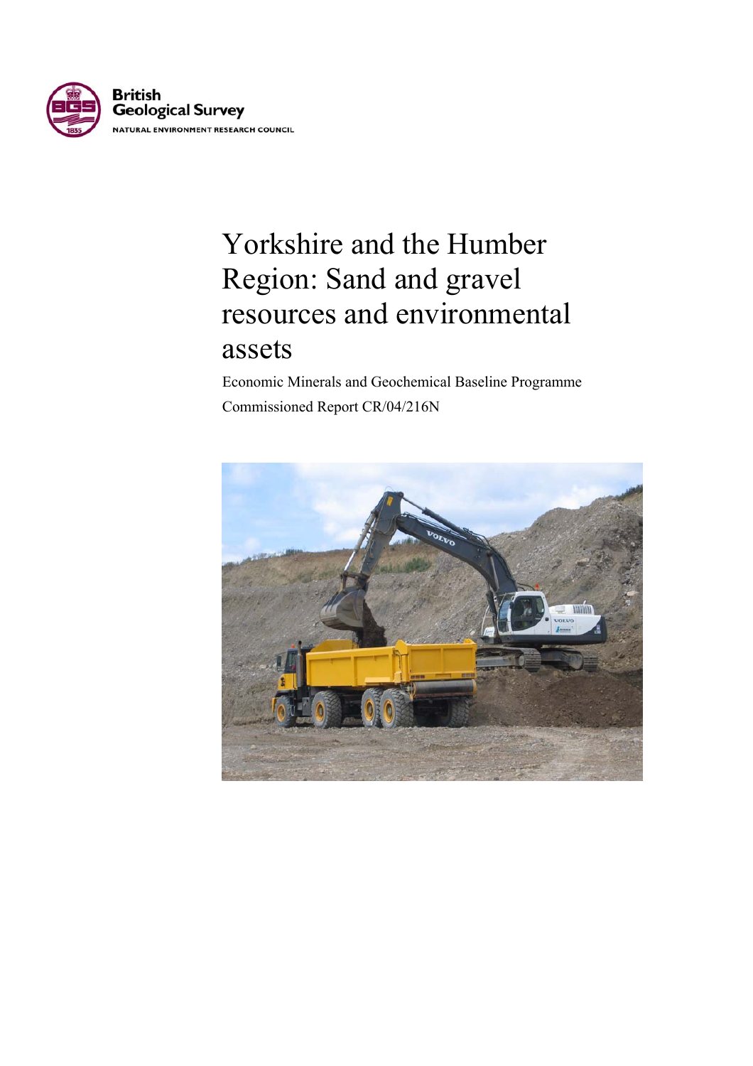British Geological Survey

NATURAL ENVIRONMENT RESEARCH COUNCIL

# Yorkshire and the Humber Region: Sand and gravel resources and environmental assets

Economic Minerals and Geochemical Baseline Programme

Commissioned Report CR/04/216N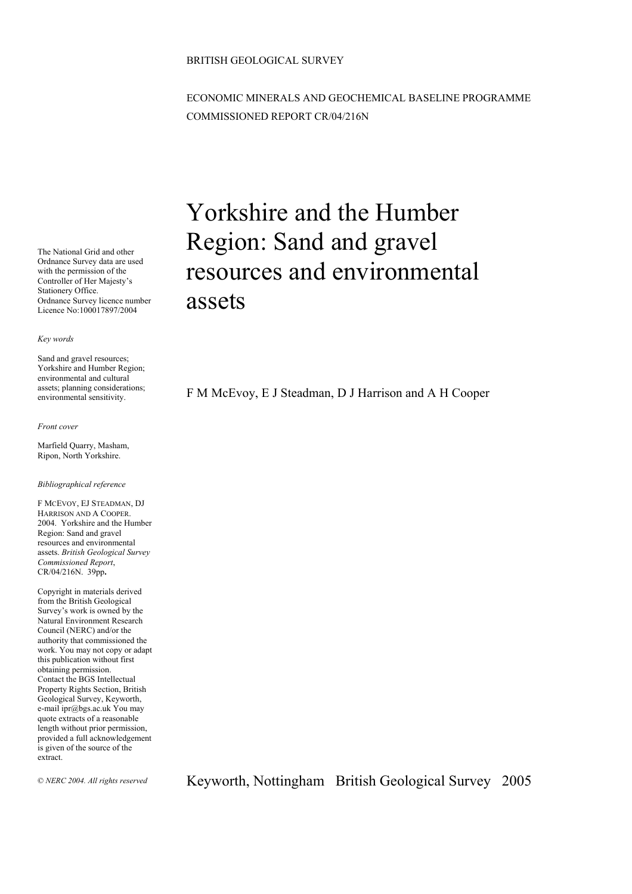BRITISH GEOLOGICAL SURVEY

ECONOMIC MINERALS AND GEOCHEMICAL BASELINE PROGRAMME
COMMISSIONED REPORT CR/04/216N

# Yorkshire and the Humber Region: Sand and gravel resources and environmental assets

F M McEvoy, E J Steadman, D J Harrison and A H Cooper

The National Grid and other Ordnance Survey data are used with the permission of the Controller of Her Majesty's Stationery Office.
Ordnance Survey licence number Licence No:100017897/2004

*Key words*

Sand and gravel resources; Yorkshire and Humber Region; environmental and cultural assets; planning considerations; environmental sensitivity.

*Front cover*

Marfield Quarry, Masham, Ripon, North Yorkshire.

*Bibliographical reference*

F MCEVOY, EJ STEADMAN, DJ HARRISON AND A COOPER. 2004. Yorkshire and the Humber Region: Sand and gravel resources and environmental assets. *British Geological Survey Commissioned Report*, CR/04/216N. 39pp**.**

Copyright in materials derived from the British Geological Survey's work is owned by the Natural Environment Research Council (NERC) and/or the authority that commissioned the work. You may not copy or adapt this publication without first obtaining permission. Contact the BGS Intellectual Property Rights Section, British Geological Survey, Keyworth, e-mail ipr@bgs.ac.uk You may quote extracts of a reasonable length without prior permission, provided a full acknowledgement is given of the source of the extract.

*© NERC 2004. All rights reserved*

Keyworth, Nottingham British Geological Survey 2005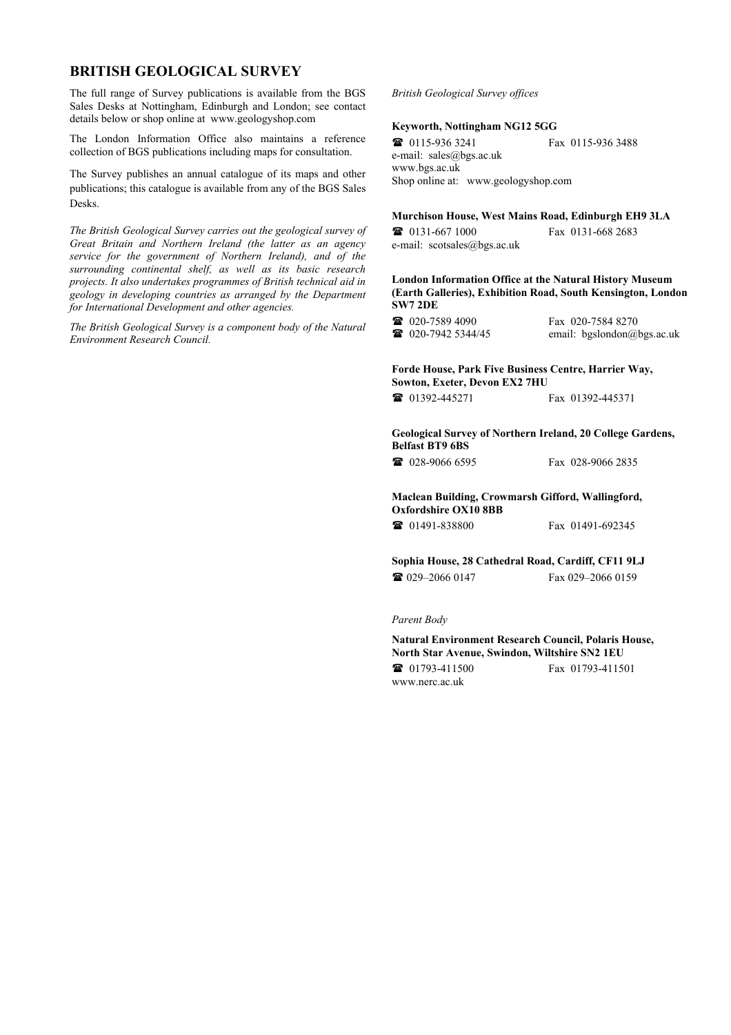## BRITISH GEOLOGICAL SURVEY

The full range of Survey publications is available from the BGS Sales Desks at Nottingham, Edinburgh and London; see contact details below or shop online at www.geologyshop.com

The London Information Office also maintains a reference collection of BGS publications including maps for consultation.

The Survey publishes an annual catalogue of its maps and other publications; this catalogue is available from any of the BGS Sales Desks.

*The British Geological Survey carries out the geological survey of Great Britain and Northern Ireland (the latter as an agency service for the government of Northern Ireland), and of the surrounding continental shelf, as well as its basic research projects. It also undertakes programmes of British technical aid in geology in developing countries as arranged by the Department for International Development and other agencies.*

*The British Geological Survey is a component body of the Natural Environment Research Council.*

*British Geological Survey offices*

**Keyworth, Nottingham NG12 5GG**

☎ 0115-936 3241 Fax 0115-936 3488
e-mail: sales@bgs.ac.uk
www.bgs.ac.uk
Shop online at: www.geologyshop.com

**Murchison House, West Mains Road, Edinburgh EH9 3LA**

☎ 0131-667 1000 Fax 0131-668 2683
e-mail: scotsales@bgs.ac.uk

**London Information Office at the Natural History Museum (Earth Galleries), Exhibition Road, South Kensington, London SW7 2DE**

☎ 020-7589 4090 Fax 020-7584 8270
☎ 020-7942 5344/45 email: bgslondon@bgs.ac.uk

**Forde House, Park Five Business Centre, Harrier Way, Sowton, Exeter, Devon EX2 7HU**

☎ 01392-445271 Fax 01392-445371

**Geological Survey of Northern Ireland, 20 College Gardens, Belfast BT9 6BS**

☎ 028-9066 6595 Fax 028-9066 2835

**Maclean Building, Crowmarsh Gifford, Wallingford, Oxfordshire OX10 8BB**

☎ 01491-838800 Fax 01491-692345

**Sophia House, 28 Cathedral Road, Cardiff, CF11 9LJ**

☎ 029–2066 0147 Fax 029–2066 0159

*Parent Body*

**Natural Environment Research Council, Polaris House, North Star Avenue, Swindon, Wiltshire SN2 1EU**

☎ 01793-411500 Fax 01793-411501
www.nerc.ac.uk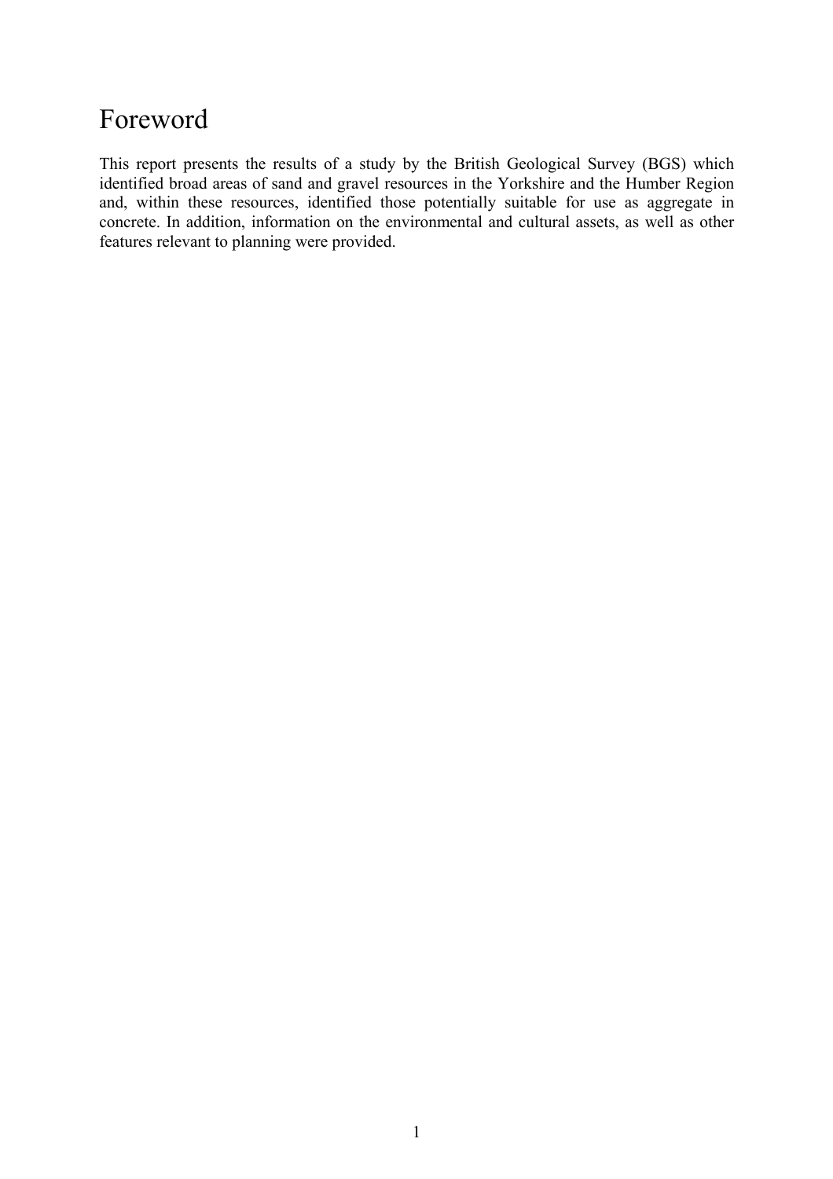# Foreword

This report presents the results of a study by the British Geological Survey (BGS) which identified broad areas of sand and gravel resources in the Yorkshire and the Humber Region and, within these resources, identified those potentially suitable for use as aggregate in concrete. In addition, information on the environmental and cultural assets, as well as other features relevant to planning were provided.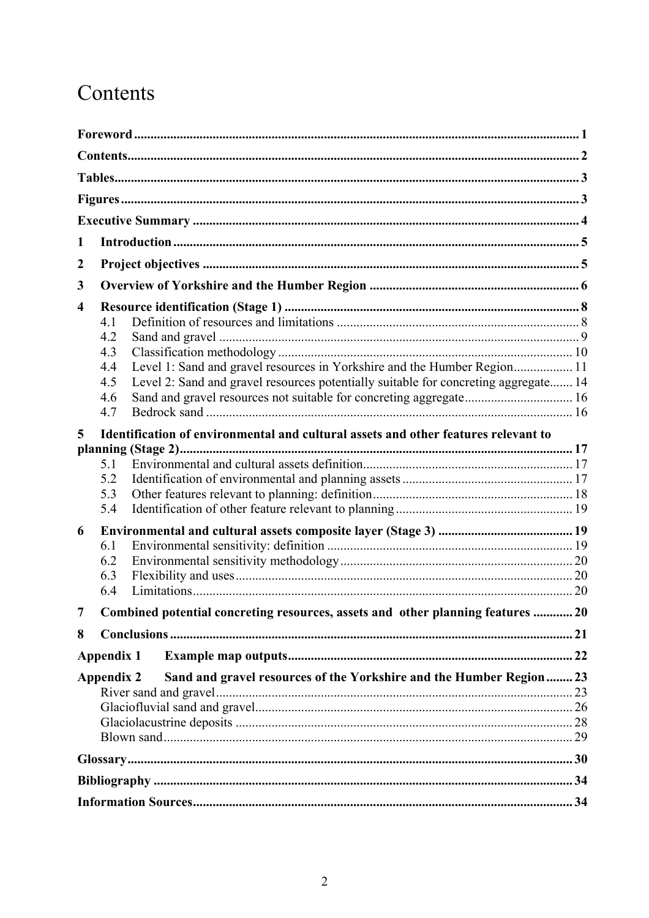# Contents

**Foreword** ........ 1

**Contents** ........ 2

**Tables** ........ 3

**Figures** ........ 3

**Executive Summary** ........ 4

**1 Introduction** ........ 5

**2 Project objectives** ........ 5

**3 Overview of Yorkshire and the Humber Region** ........ 6

**4 Resource identification (Stage 1)** ........ 8

- 4.1 Definition of resources and limitations ........ 8
- 4.2 Sand and gravel ........ 9
- 4.3 Classification methodology ........ 10
- 4.4 Level 1: Sand and gravel resources in Yorkshire and the Humber Region ........ 11
- 4.5 Level 2: Sand and gravel resources potentially suitable for concreting aggregate ........ 14
- 4.6 Sand and gravel resources not suitable for concreting aggregate ........ 16
- 4.7 Bedrock sand ........ 16

**5 Identification of environmental and cultural assets and other features relevant to planning (Stage 2)** ........ 17

- 5.1 Environmental and cultural assets definition ........ 17
- 5.2 Identification of environmental and planning assets ........ 17
- 5.3 Other features relevant to planning: definition ........ 18
- 5.4 Identification of other feature relevant to planning ........ 19

**6 Environmental and cultural assets composite layer (Stage 3)** ........ 19

- 6.1 Environmental sensitivity: definition ........ 19
- 6.2 Environmental sensitivity methodology ........ 20
- 6.3 Flexibility and uses ........ 20
- 6.4 Limitations ........ 20

**7 Combined potential concreting resources, assets and other planning features** ........ 20

**8 Conclusions** ........ 21

**Appendix 1 Example map outputs** ........ 22

**Appendix 2 Sand and gravel resources of the Yorkshire and the Humber Region** ........ 23

- River sand and gravel ........ 23
- Glaciofluvial sand and gravel ........ 26
- Glaciolacustrine deposits ........ 28
- Blown sand ........ 29

**Glossary** ........ 30

**Bibliography** ........ 34

**Information Sources** ........ 34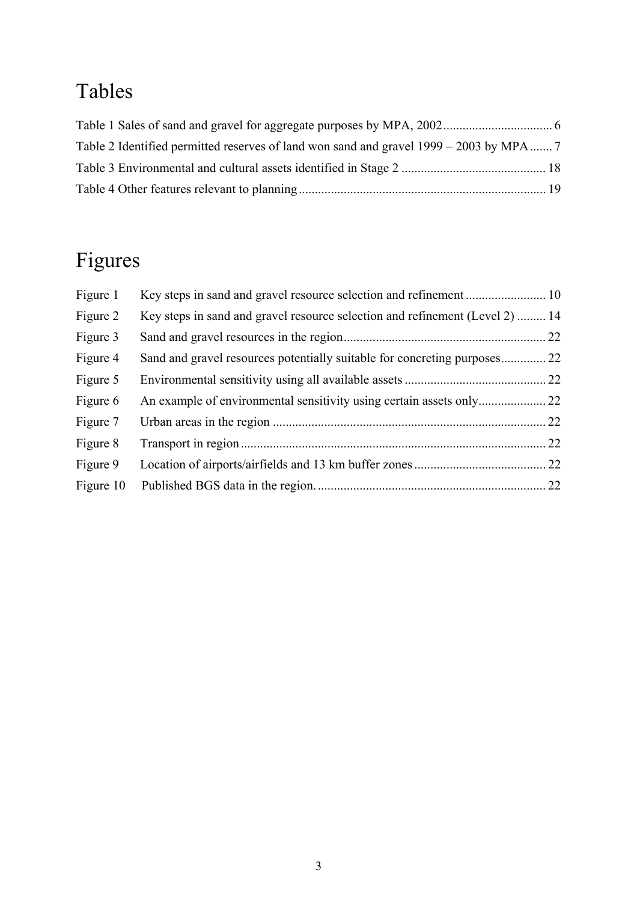# Tables

Table 1 Sales of sand and gravel for aggregate purposes by MPA, 2002 .................................. 6

Table 2 Identified permitted reserves of land won sand and gravel 1999 – 2003 by MPA ....... 7

Table 3 Environmental and cultural assets identified in Stage 2 ............................................. 18

Table 4 Other features relevant to planning ............................................................................ 19

# Figures

Figure 1 Key steps in sand and gravel resource selection and refinement ......................... 10

Figure 2 Key steps in sand and gravel resource selection and refinement (Level 2) ......... 14

Figure 3 Sand and gravel resources in the region ............................................................... 22

Figure 4 Sand and gravel resources potentially suitable for concreting purposes ............. 22

Figure 5 Environmental sensitivity using all available assets ............................................ 22

Figure 6 An example of environmental sensitivity using certain assets only ..................... 22

Figure 7 Urban areas in the region ..................................................................................... 22

Figure 8 Transport in region ............................................................................................... 22

Figure 9 Location of airports/airfields and 13 km buffer zones ......................................... 22

Figure 10 Published BGS data in the region. ...................................................................... 22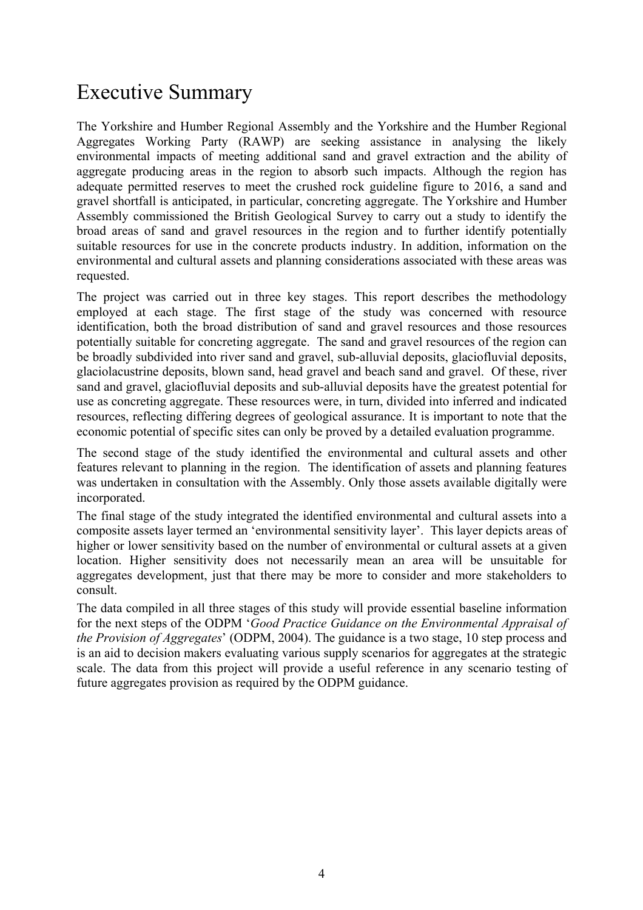# Executive Summary

The Yorkshire and Humber Regional Assembly and the Yorkshire and the Humber Regional Aggregates Working Party (RAWP) are seeking assistance in analysing the likely environmental impacts of meeting additional sand and gravel extraction and the ability of aggregate producing areas in the region to absorb such impacts. Although the region has adequate permitted reserves to meet the crushed rock guideline figure to 2016, a sand and gravel shortfall is anticipated, in particular, concreting aggregate. The Yorkshire and Humber Assembly commissioned the British Geological Survey to carry out a study to identify the broad areas of sand and gravel resources in the region and to further identify potentially suitable resources for use in the concrete products industry. In addition, information on the environmental and cultural assets and planning considerations associated with these areas was requested.

The project was carried out in three key stages. This report describes the methodology employed at each stage. The first stage of the study was concerned with resource identification, both the broad distribution of sand and gravel resources and those resources potentially suitable for concreting aggregate. The sand and gravel resources of the region can be broadly subdivided into river sand and gravel, sub-alluvial deposits, glaciofluvial deposits, glaciolacustrine deposits, blown sand, head gravel and beach sand and gravel. Of these, river sand and gravel, glaciofluvial deposits and sub-alluvial deposits have the greatest potential for use as concreting aggregate. These resources were, in turn, divided into inferred and indicated resources, reflecting differing degrees of geological assurance. It is important to note that the economic potential of specific sites can only be proved by a detailed evaluation programme.

The second stage of the study identified the environmental and cultural assets and other features relevant to planning in the region. The identification of assets and planning features was undertaken in consultation with the Assembly. Only those assets available digitally were incorporated.

The final stage of the study integrated the identified environmental and cultural assets into a composite assets layer termed an 'environmental sensitivity layer'. This layer depicts areas of higher or lower sensitivity based on the number of environmental or cultural assets at a given location. Higher sensitivity does not necessarily mean an area will be unsuitable for aggregates development, just that there may be more to consider and more stakeholders to consult.

The data compiled in all three stages of this study will provide essential baseline information for the next steps of the ODPM '*Good Practice Guidance on the Environmental Appraisal of the Provision of Aggregates*' (ODPM, 2004). The guidance is a two stage, 10 step process and is an aid to decision makers evaluating various supply scenarios for aggregates at the strategic scale. The data from this project will provide a useful reference in any scenario testing of future aggregates provision as required by the ODPM guidance.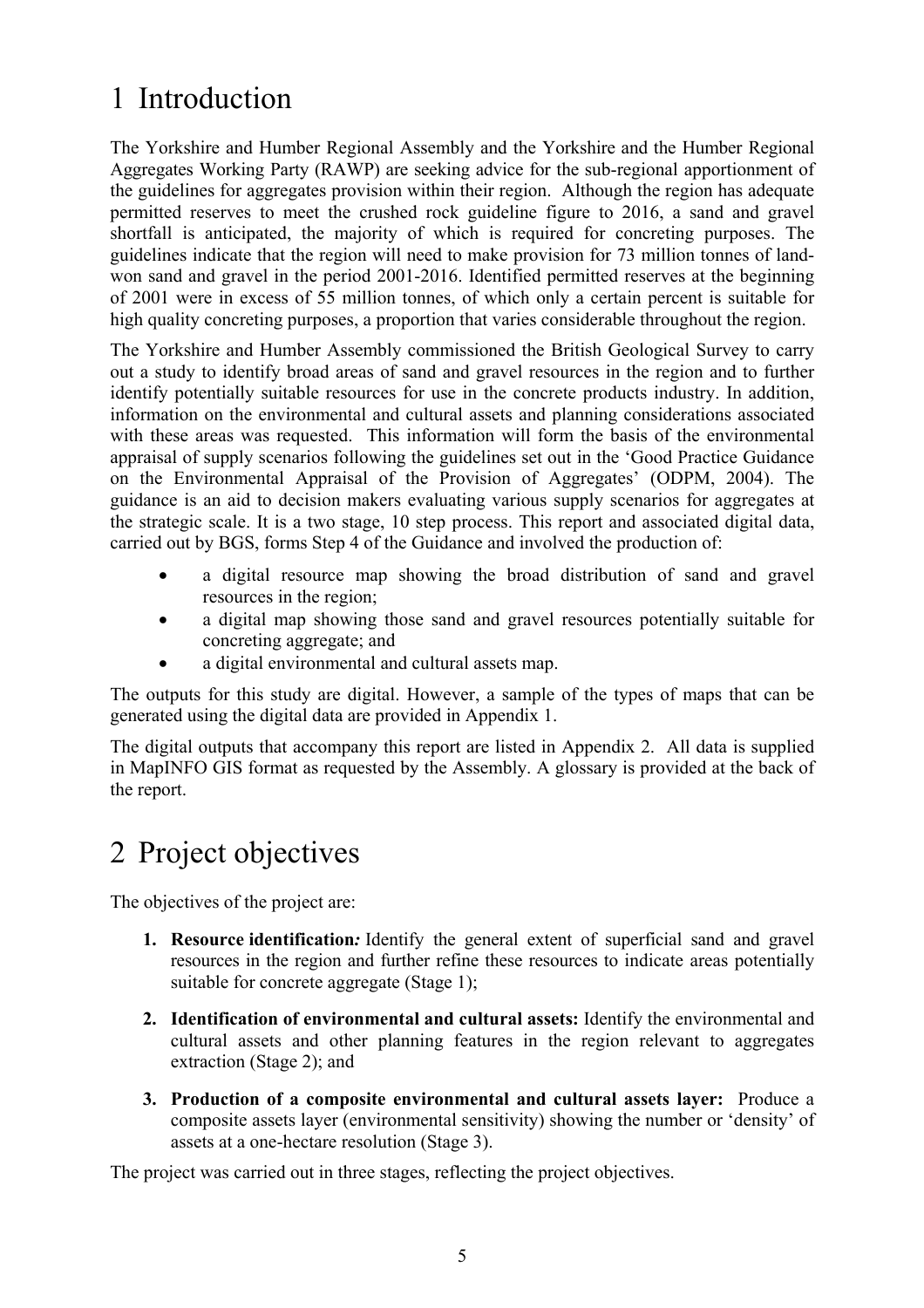# 1 Introduction

The Yorkshire and Humber Regional Assembly and the Yorkshire and the Humber Regional Aggregates Working Party (RAWP) are seeking advice for the sub-regional apportionment of the guidelines for aggregates provision within their region. Although the region has adequate permitted reserves to meet the crushed rock guideline figure to 2016, a sand and gravel shortfall is anticipated, the majority of which is required for concreting purposes. The guidelines indicate that the region will need to make provision for 73 million tonnes of land-won sand and gravel in the period 2001-2016. Identified permitted reserves at the beginning of 2001 were in excess of 55 million tonnes, of which only a certain percent is suitable for high quality concreting purposes, a proportion that varies considerable throughout the region.

The Yorkshire and Humber Assembly commissioned the British Geological Survey to carry out a study to identify broad areas of sand and gravel resources in the region and to further identify potentially suitable resources for use in the concrete products industry. In addition, information on the environmental and cultural assets and planning considerations associated with these areas was requested. This information will form the basis of the environmental appraisal of supply scenarios following the guidelines set out in the 'Good Practice Guidance on the Environmental Appraisal of the Provision of Aggregates' (ODPM, 2004). The guidance is an aid to decision makers evaluating various supply scenarios for aggregates at the strategic scale. It is a two stage, 10 step process. This report and associated digital data, carried out by BGS, forms Step 4 of the Guidance and involved the production of:

- a digital resource map showing the broad distribution of sand and gravel resources in the region;
- a digital map showing those sand and gravel resources potentially suitable for concreting aggregate; and
- a digital environmental and cultural assets map.

The outputs for this study are digital. However, a sample of the types of maps that can be generated using the digital data are provided in Appendix 1.

The digital outputs that accompany this report are listed in Appendix 2. All data is supplied in MapINFO GIS format as requested by the Assembly. A glossary is provided at the back of the report.

# 2 Project objectives

The objectives of the project are:

1. **Resource identification*:*** Identify the general extent of superficial sand and gravel resources in the region and further refine these resources to indicate areas potentially suitable for concrete aggregate (Stage 1);

2. **Identification of environmental and cultural assets:** Identify the environmental and cultural assets and other planning features in the region relevant to aggregates extraction (Stage 2); and

3. **Production of a composite environmental and cultural assets layer:** Produce a composite assets layer (environmental sensitivity) showing the number or 'density' of assets at a one-hectare resolution (Stage 3).

The project was carried out in three stages, reflecting the project objectives.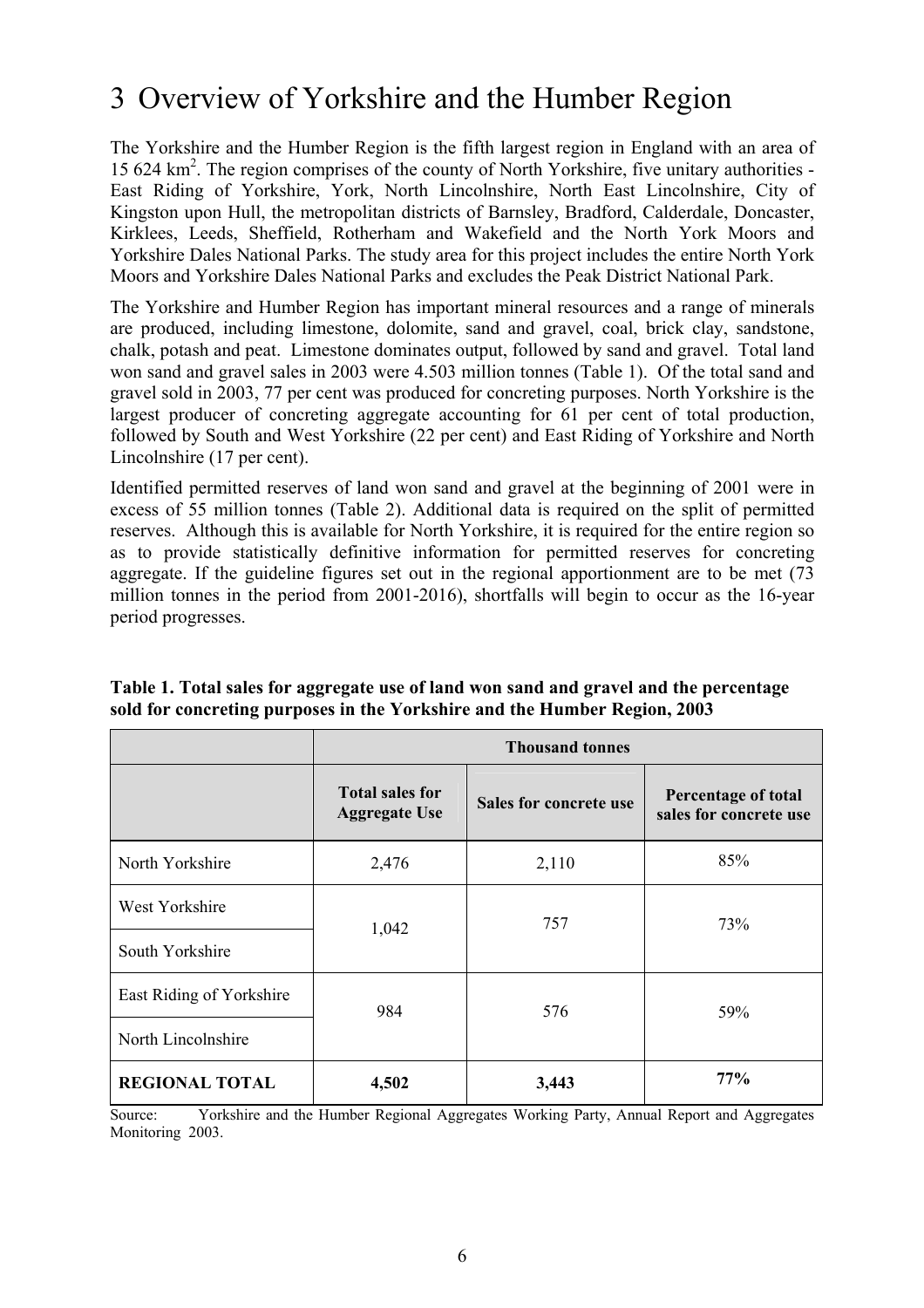# 3 Overview of Yorkshire and the Humber Region

The Yorkshire and the Humber Region is the fifth largest region in England with an area of 15 624 km$^2$. The region comprises of the county of North Yorkshire, five unitary authorities - East Riding of Yorkshire, York, North Lincolnshire, North East Lincolnshire, City of Kingston upon Hull, the metropolitan districts of Barnsley, Bradford, Calderdale, Doncaster, Kirklees, Leeds, Sheffield, Rotherham and Wakefield and the North York Moors and Yorkshire Dales National Parks. The study area for this project includes the entire North York Moors and Yorkshire Dales National Parks and excludes the Peak District National Park.

The Yorkshire and Humber Region has important mineral resources and a range of minerals are produced, including limestone, dolomite, sand and gravel, coal, brick clay, sandstone, chalk, potash and peat. Limestone dominates output, followed by sand and gravel. Total land won sand and gravel sales in 2003 were 4.503 million tonnes (Table 1). Of the total sand and gravel sold in 2003, 77 per cent was produced for concreting purposes. North Yorkshire is the largest producer of concreting aggregate accounting for 61 per cent of total production, followed by South and West Yorkshire (22 per cent) and East Riding of Yorkshire and North Lincolnshire (17 per cent).

Identified permitted reserves of land won sand and gravel at the beginning of 2001 were in excess of 55 million tonnes (Table 2). Additional data is required on the split of permitted reserves. Although this is available for North Yorkshire, it is required for the entire region so as to provide statistically definitive information for permitted reserves for concreting aggregate. If the guideline figures set out in the regional apportionment are to be met (73 million tonnes in the period from 2001-2016), shortfalls will begin to occur as the 16-year period progresses.

**Table 1. Total sales for aggregate use of land won sand and gravel and the percentage sold for concreting purposes in the Yorkshire and the Humber Region, 2003**

| | Thousand tonnes | | |
|---|---|---|---|
| | **Total sales for Aggregate Use** | **Sales for concrete use** | **Percentage of total sales for concrete use** |
| North Yorkshire | 2,476 | 2,110 | 85% |
| West Yorkshire<br>South Yorkshire | 1,042 | 757 | 73% |
| East Riding of Yorkshire<br>North Lincolnshire | 984 | 576 | 59% |
| **REGIONAL TOTAL** | **4,502** | **3,443** | **77%** |

Source: Yorkshire and the Humber Regional Aggregates Working Party, Annual Report and Aggregates Monitoring 2003.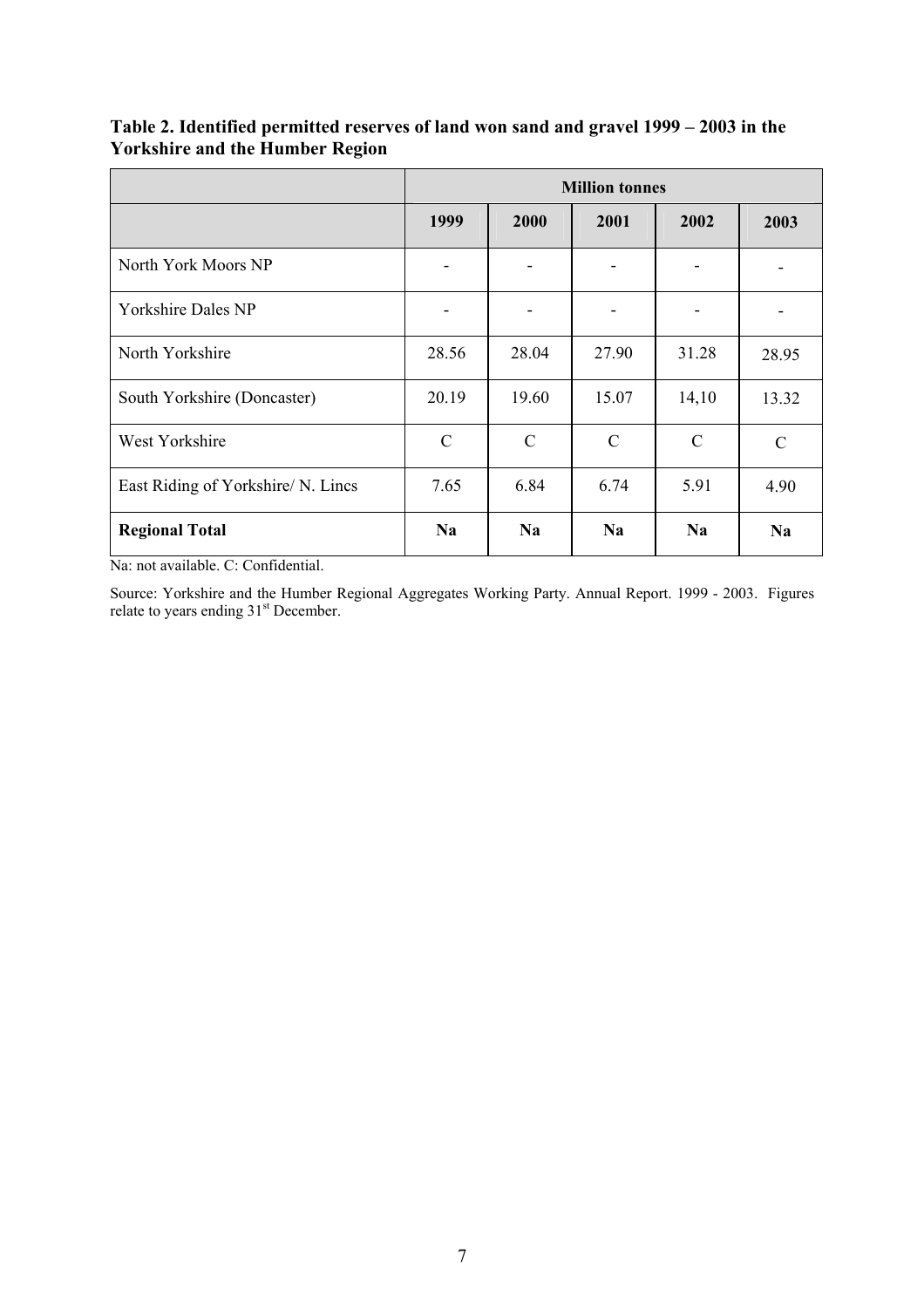**Table 2. Identified permitted reserves of land won sand and gravel 1999 – 2003 in the Yorkshire and the Humber Region**

| | Million tonnes | | | | |
|---|---|---|---|---|---|
| | 1999 | 2000 | 2001 | 2002 | 2003 |
| North York Moors NP | - | - | - | - | - |
| Yorkshire Dales NP | - | - | - | - | - |
| North Yorkshire | 28.56 | 28.04 | 27.90 | 31.28 | 28.95 |
| South Yorkshire (Doncaster) | 20.19 | 19.60 | 15.07 | 14,10 | 13.32 |
| West Yorkshire | C | C | C | C | C |
| East Riding of Yorkshire/ N. Lincs | 7.65 | 6.84 | 6.74 | 5.91 | 4.90 |
| **Regional Total** | **Na** | **Na** | **Na** | **Na** | **Na** |

Na: not available. C: Confidential.

Source: Yorkshire and the Humber Regional Aggregates Working Party. Annual Report. 1999 - 2003. Figures relate to years ending 31st December.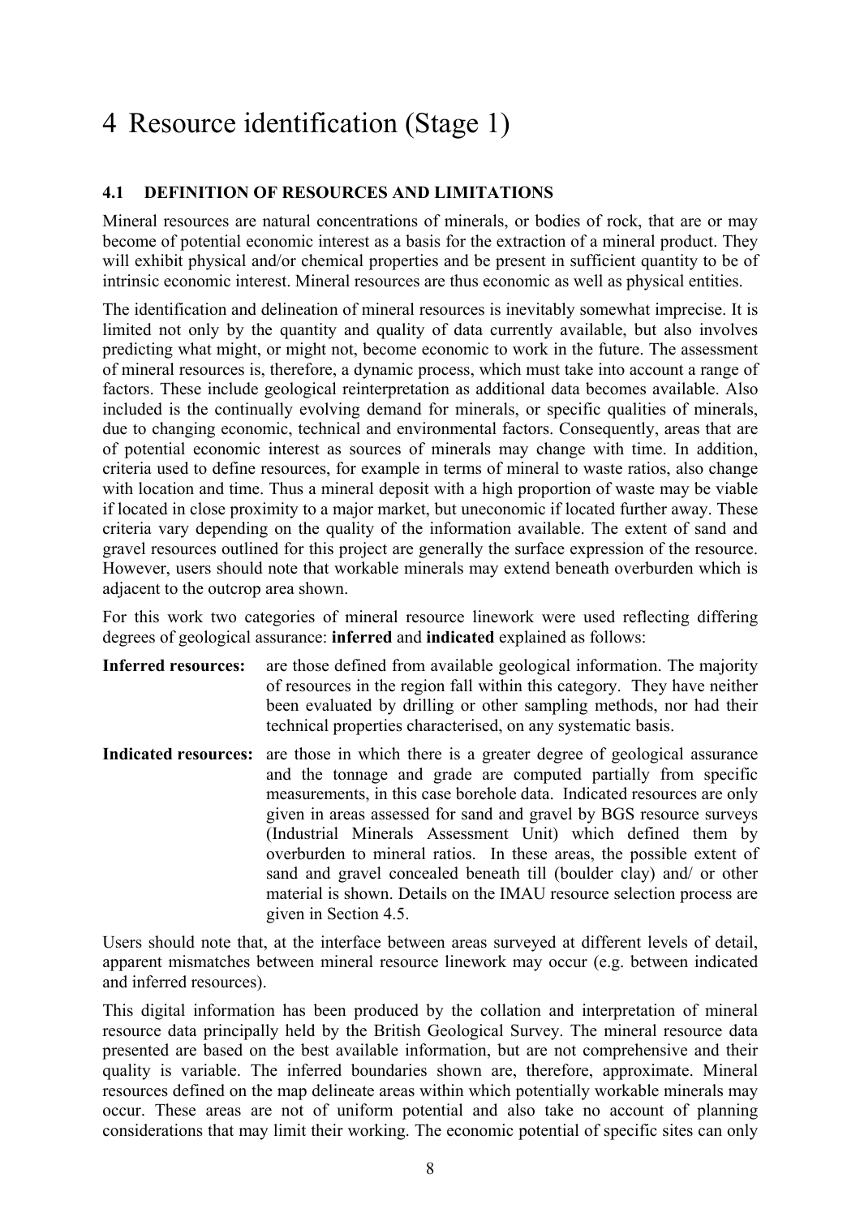# 4 Resource identification (Stage 1)

## 4.1 DEFINITION OF RESOURCES AND LIMITATIONS

Mineral resources are natural concentrations of minerals, or bodies of rock, that are or may become of potential economic interest as a basis for the extraction of a mineral product. They will exhibit physical and/or chemical properties and be present in sufficient quantity to be of intrinsic economic interest. Mineral resources are thus economic as well as physical entities.

The identification and delineation of mineral resources is inevitably somewhat imprecise. It is limited not only by the quantity and quality of data currently available, but also involves predicting what might, or might not, become economic to work in the future. The assessment of mineral resources is, therefore, a dynamic process, which must take into account a range of factors. These include geological reinterpretation as additional data becomes available. Also included is the continually evolving demand for minerals, or specific qualities of minerals, due to changing economic, technical and environmental factors. Consequently, areas that are of potential economic interest as sources of minerals may change with time. In addition, criteria used to define resources, for example in terms of mineral to waste ratios, also change with location and time. Thus a mineral deposit with a high proportion of waste may be viable if located in close proximity to a major market, but uneconomic if located further away. These criteria vary depending on the quality of the information available. The extent of sand and gravel resources outlined for this project are generally the surface expression of the resource. However, users should note that workable minerals may extend beneath overburden which is adjacent to the outcrop area shown.

For this work two categories of mineral resource linework were used reflecting differing degrees of geological assurance: **inferred** and **indicated** explained as follows:

**Inferred resources:** are those defined from available geological information. The majority of resources in the region fall within this category. They have neither been evaluated by drilling or other sampling methods, nor had their technical properties characterised, on any systematic basis.

**Indicated resources:** are those in which there is a greater degree of geological assurance and the tonnage and grade are computed partially from specific measurements, in this case borehole data. Indicated resources are only given in areas assessed for sand and gravel by BGS resource surveys (Industrial Minerals Assessment Unit) which defined them by overburden to mineral ratios. In these areas, the possible extent of sand and gravel concealed beneath till (boulder clay) and/ or other material is shown. Details on the IMAU resource selection process are given in Section 4.5.

Users should note that, at the interface between areas surveyed at different levels of detail, apparent mismatches between mineral resource linework may occur (e.g. between indicated and inferred resources).

This digital information has been produced by the collation and interpretation of mineral resource data principally held by the British Geological Survey. The mineral resource data presented are based on the best available information, but are not comprehensive and their quality is variable. The inferred boundaries shown are, therefore, approximate. Mineral resources defined on the map delineate areas within which potentially workable minerals may occur. These areas are not of uniform potential and also take no account of planning considerations that may limit their working. The economic potential of specific sites can only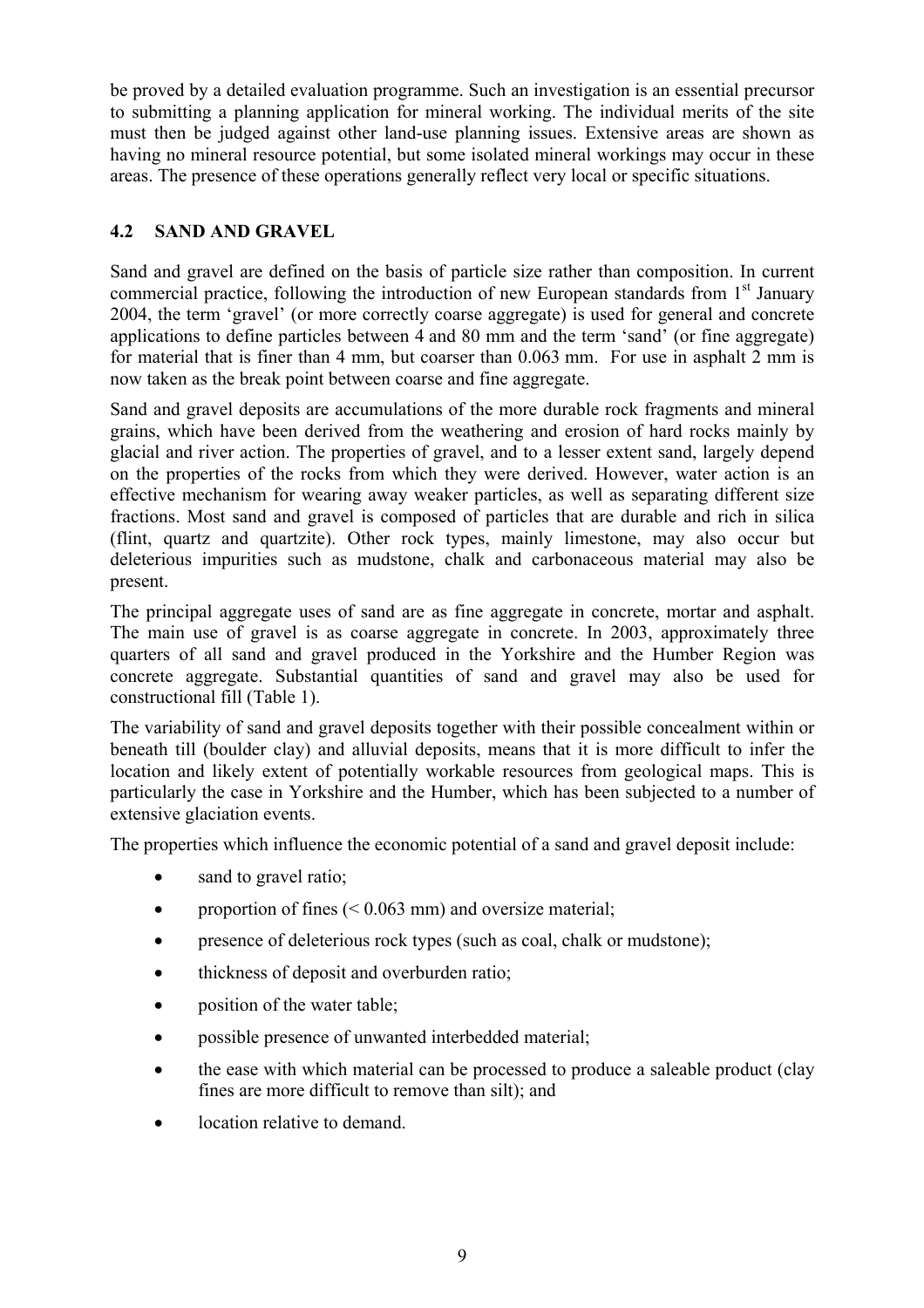be proved by a detailed evaluation programme. Such an investigation is an essential precursor to submitting a planning application for mineral working. The individual merits of the site must then be judged against other land-use planning issues. Extensive areas are shown as having no mineral resource potential, but some isolated mineral workings may occur in these areas. The presence of these operations generally reflect very local or specific situations.

## 4.2 SAND AND GRAVEL

Sand and gravel are defined on the basis of particle size rather than composition. In current commercial practice, following the introduction of new European standards from 1st January 2004, the term 'gravel' (or more correctly coarse aggregate) is used for general and concrete applications to define particles between 4 and 80 mm and the term 'sand' (or fine aggregate) for material that is finer than 4 mm, but coarser than 0.063 mm. For use in asphalt 2 mm is now taken as the break point between coarse and fine aggregate.

Sand and gravel deposits are accumulations of the more durable rock fragments and mineral grains, which have been derived from the weathering and erosion of hard rocks mainly by glacial and river action. The properties of gravel, and to a lesser extent sand, largely depend on the properties of the rocks from which they were derived. However, water action is an effective mechanism for wearing away weaker particles, as well as separating different size fractions. Most sand and gravel is composed of particles that are durable and rich in silica (flint, quartz and quartzite). Other rock types, mainly limestone, may also occur but deleterious impurities such as mudstone, chalk and carbonaceous material may also be present.

The principal aggregate uses of sand are as fine aggregate in concrete, mortar and asphalt. The main use of gravel is as coarse aggregate in concrete. In 2003, approximately three quarters of all sand and gravel produced in the Yorkshire and the Humber Region was concrete aggregate. Substantial quantities of sand and gravel may also be used for constructional fill (Table 1).

The variability of sand and gravel deposits together with their possible concealment within or beneath till (boulder clay) and alluvial deposits, means that it is more difficult to infer the location and likely extent of potentially workable resources from geological maps. This is particularly the case in Yorkshire and the Humber, which has been subjected to a number of extensive glaciation events.

The properties which influence the economic potential of a sand and gravel deposit include:

- sand to gravel ratio;
- proportion of fines (< 0.063 mm) and oversize material;
- presence of deleterious rock types (such as coal, chalk or mudstone);
- thickness of deposit and overburden ratio;
- position of the water table;
- possible presence of unwanted interbedded material;
- the ease with which material can be processed to produce a saleable product (clay fines are more difficult to remove than silt); and
- location relative to demand.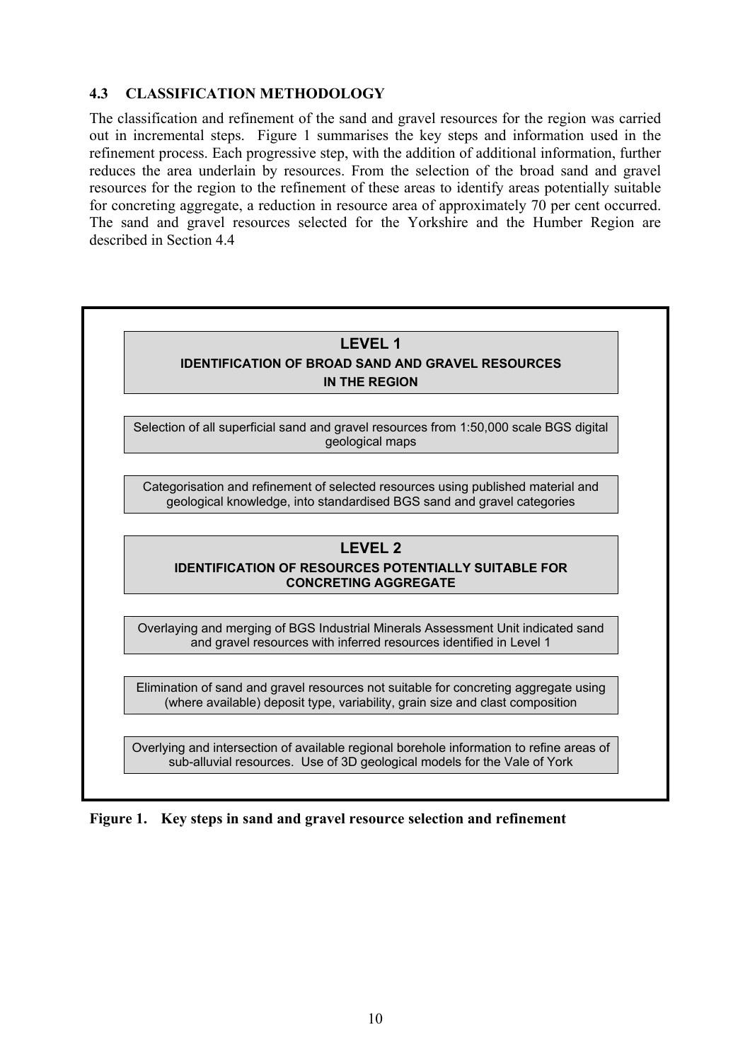## 4.3 CLASSIFICATION METHODOLOGY

The classification and refinement of the sand and gravel resources for the region was carried out in incremental steps. Figure 1 summarises the key steps and information used in the refinement process. Each progressive step, with the addition of additional information, further reduces the area underlain by resources. From the selection of the broad sand and gravel resources for the region to the refinement of these areas to identify areas potentially suitable for concreting aggregate, a reduction in resource area of approximately 70 per cent occurred. The sand and gravel resources selected for the Yorkshire and the Humber Region are described in Section 4.4

**LEVEL 1**

**IDENTIFICATION OF BROAD SAND AND GRAVEL RESOURCES IN THE REGION**

Selection of all superficial sand and gravel resources from 1:50,000 scale BGS digital geological maps

Categorisation and refinement of selected resources using published material and geological knowledge, into standardised BGS sand and gravel categories

**LEVEL 2**

**IDENTIFICATION OF RESOURCES POTENTIALLY SUITABLE FOR CONCRETING AGGREGATE**

Overlaying and merging of BGS Industrial Minerals Assessment Unit indicated sand and gravel resources with inferred resources identified in Level 1

Elimination of sand and gravel resources not suitable for concreting aggregate using (where available) deposit type, variability, grain size and clast composition

Overlying and intersection of available regional borehole information to refine areas of sub-alluvial resources. Use of 3D geological models for the Vale of York

**Figure 1. Key steps in sand and gravel resource selection and refinement**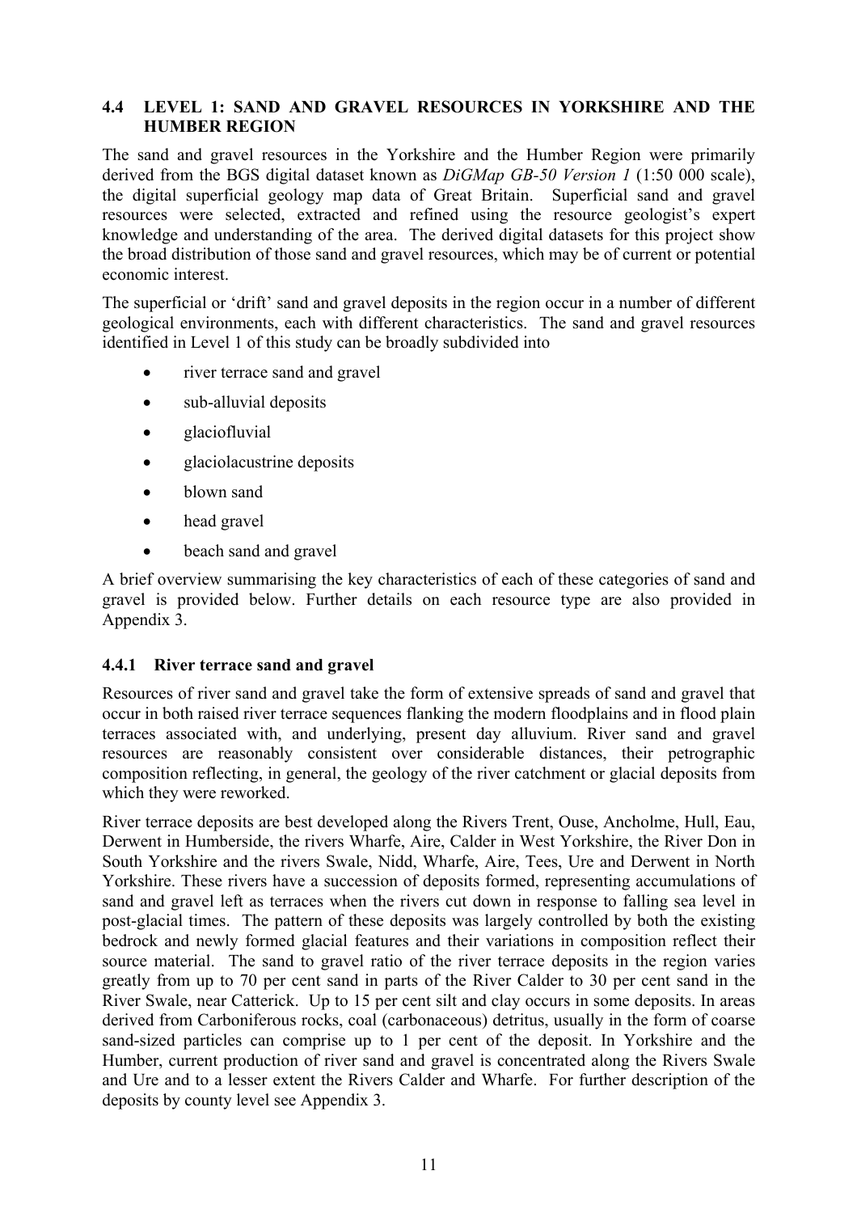## 4.4 LEVEL 1: SAND AND GRAVEL RESOURCES IN YORKSHIRE AND THE HUMBER REGION

The sand and gravel resources in the Yorkshire and the Humber Region were primarily derived from the BGS digital dataset known as *DiGMap GB-50 Version 1* (1:50 000 scale), the digital superficial geology map data of Great Britain. Superficial sand and gravel resources were selected, extracted and refined using the resource geologist's expert knowledge and understanding of the area. The derived digital datasets for this project show the broad distribution of those sand and gravel resources, which may be of current or potential economic interest.

The superficial or 'drift' sand and gravel deposits in the region occur in a number of different geological environments, each with different characteristics. The sand and gravel resources identified in Level 1 of this study can be broadly subdivided into

- river terrace sand and gravel
- sub-alluvial deposits
- glaciofluvial
- glaciolacustrine deposits
- blown sand
- head gravel
- beach sand and gravel

A brief overview summarising the key characteristics of each of these categories of sand and gravel is provided below. Further details on each resource type are also provided in Appendix 3.

### 4.4.1 River terrace sand and gravel

Resources of river sand and gravel take the form of extensive spreads of sand and gravel that occur in both raised river terrace sequences flanking the modern floodplains and in flood plain terraces associated with, and underlying, present day alluvium. River sand and gravel resources are reasonably consistent over considerable distances, their petrographic composition reflecting, in general, the geology of the river catchment or glacial deposits from which they were reworked.

River terrace deposits are best developed along the Rivers Trent, Ouse, Ancholme, Hull, Eau, Derwent in Humberside, the rivers Wharfe, Aire, Calder in West Yorkshire, the River Don in South Yorkshire and the rivers Swale, Nidd, Wharfe, Aire, Tees, Ure and Derwent in North Yorkshire. These rivers have a succession of deposits formed, representing accumulations of sand and gravel left as terraces when the rivers cut down in response to falling sea level in post-glacial times. The pattern of these deposits was largely controlled by both the existing bedrock and newly formed glacial features and their variations in composition reflect their source material. The sand to gravel ratio of the river terrace deposits in the region varies greatly from up to 70 per cent sand in parts of the River Calder to 30 per cent sand in the River Swale, near Catterick. Up to 15 per cent silt and clay occurs in some deposits. In areas derived from Carboniferous rocks, coal (carbonaceous) detritus, usually in the form of coarse sand-sized particles can comprise up to 1 per cent of the deposit. In Yorkshire and the Humber, current production of river sand and gravel is concentrated along the Rivers Swale and Ure and to a lesser extent the Rivers Calder and Wharfe. For further description of the deposits by county level see Appendix 3.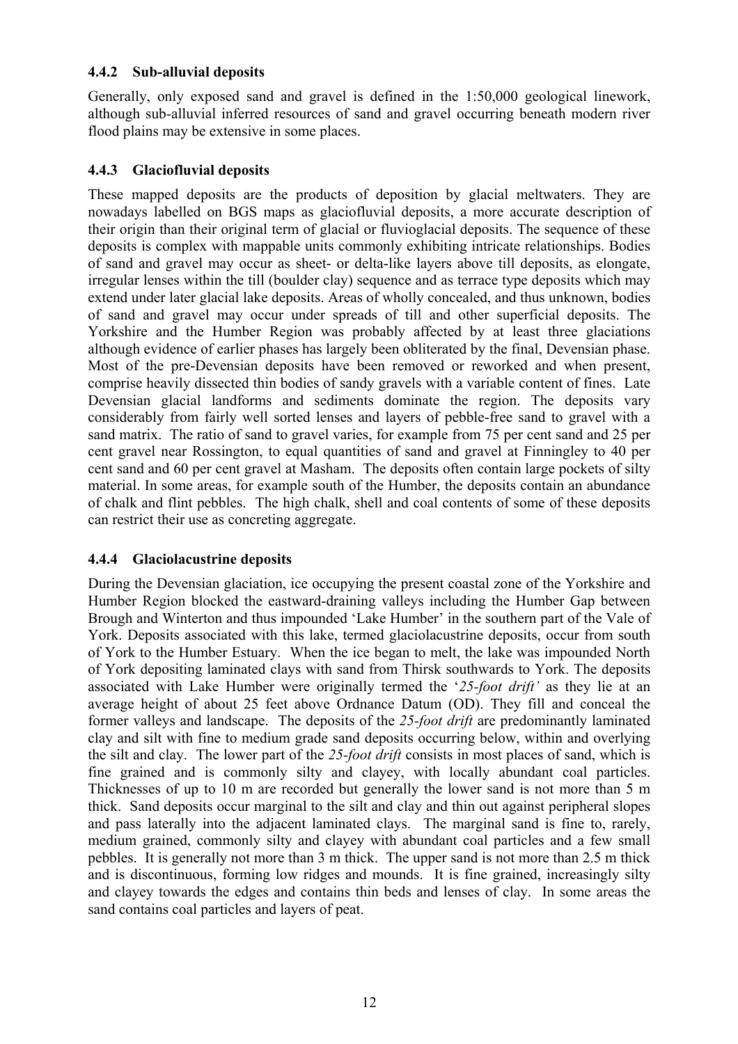### 4.4.2 Sub-alluvial deposits

Generally, only exposed sand and gravel is defined in the 1:50,000 geological linework, although sub-alluvial inferred resources of sand and gravel occurring beneath modern river flood plains may be extensive in some places.

### 4.4.3 Glaciofluvial deposits

These mapped deposits are the products of deposition by glacial meltwaters. They are nowadays labelled on BGS maps as glaciofluvial deposits, a more accurate description of their origin than their original term of glacial or fluvioglacial deposits. The sequence of these deposits is complex with mappable units commonly exhibiting intricate relationships. Bodies of sand and gravel may occur as sheet- or delta-like layers above till deposits, as elongate, irregular lenses within the till (boulder clay) sequence and as terrace type deposits which may extend under later glacial lake deposits. Areas of wholly concealed, and thus unknown, bodies of sand and gravel may occur under spreads of till and other superficial deposits. The Yorkshire and the Humber Region was probably affected by at least three glaciations although evidence of earlier phases has largely been obliterated by the final, Devensian phase. Most of the pre-Devensian deposits have been removed or reworked and when present, comprise heavily dissected thin bodies of sandy gravels with a variable content of fines. Late Devensian glacial landforms and sediments dominate the region. The deposits vary considerably from fairly well sorted lenses and layers of pebble-free sand to gravel with a sand matrix. The ratio of sand to gravel varies, for example from 75 per cent sand and 25 per cent gravel near Rossington, to equal quantities of sand and gravel at Finningley to 40 per cent sand and 60 per cent gravel at Masham. The deposits often contain large pockets of silty material. In some areas, for example south of the Humber, the deposits contain an abundance of chalk and flint pebbles. The high chalk, shell and coal contents of some of these deposits can restrict their use as concreting aggregate.

### 4.4.4 Glaciolacustrine deposits

During the Devensian glaciation, ice occupying the present coastal zone of the Yorkshire and Humber Region blocked the eastward-draining valleys including the Humber Gap between Brough and Winterton and thus impounded 'Lake Humber' in the southern part of the Vale of York. Deposits associated with this lake, termed glaciolacustrine deposits, occur from south of York to the Humber Estuary. When the ice began to melt, the lake was impounded North of York depositing laminated clays with sand from Thirsk southwards to York. The deposits associated with Lake Humber were originally termed the '*25-foot drift'* as they lie at an average height of about 25 feet above Ordnance Datum (OD). They fill and conceal the former valleys and landscape. The deposits of the *25-foot drift* are predominantly laminated clay and silt with fine to medium grade sand deposits occurring below, within and overlying the silt and clay. The lower part of the *25-foot drift* consists in most places of sand, which is fine grained and is commonly silty and clayey, with locally abundant coal particles. Thicknesses of up to 10 m are recorded but generally the lower sand is not more than 5 m thick. Sand deposits occur marginal to the silt and clay and thin out against peripheral slopes and pass laterally into the adjacent laminated clays. The marginal sand is fine to, rarely, medium grained, commonly silty and clayey with abundant coal particles and a few small pebbles. It is generally not more than 3 m thick. The upper sand is not more than 2.5 m thick and is discontinuous, forming low ridges and mounds. It is fine grained, increasingly silty and clayey towards the edges and contains thin beds and lenses of clay. In some areas the sand contains coal particles and layers of peat.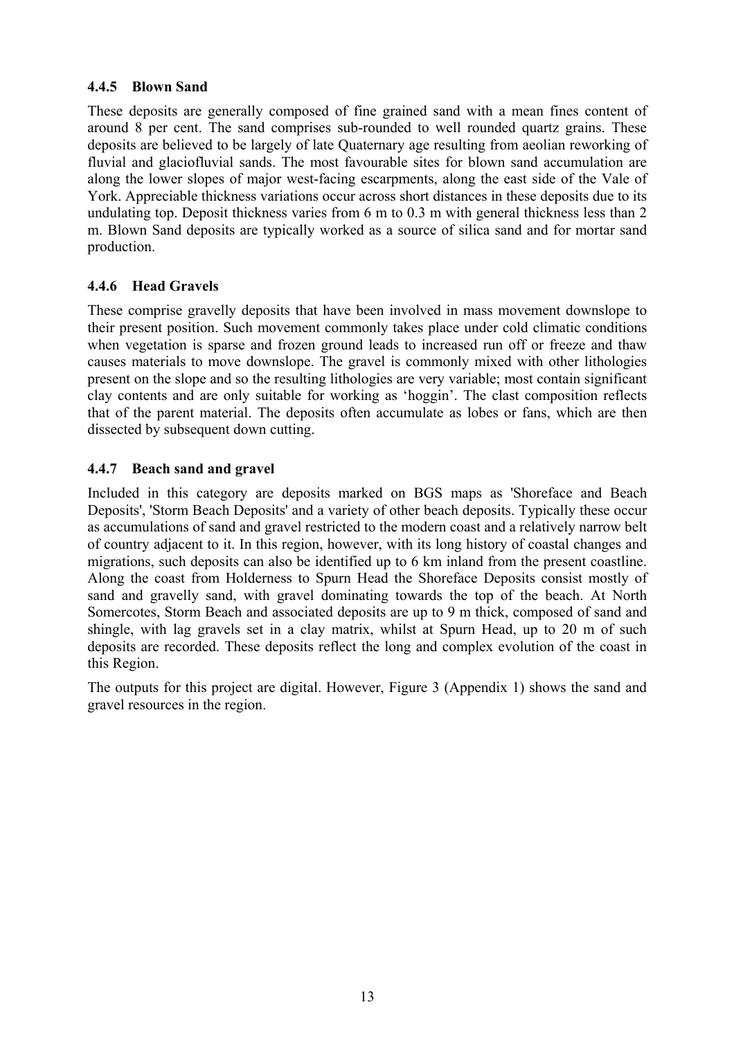### 4.4.5 Blown Sand

These deposits are generally composed of fine grained sand with a mean fines content of around 8 per cent. The sand comprises sub-rounded to well rounded quartz grains. These deposits are believed to be largely of late Quaternary age resulting from aeolian reworking of fluvial and glaciofluvial sands. The most favourable sites for blown sand accumulation are along the lower slopes of major west-facing escarpments, along the east side of the Vale of York. Appreciable thickness variations occur across short distances in these deposits due to its undulating top. Deposit thickness varies from 6 m to 0.3 m with general thickness less than 2 m. Blown Sand deposits are typically worked as a source of silica sand and for mortar sand production.

### 4.4.6 Head Gravels

These comprise gravelly deposits that have been involved in mass movement downslope to their present position. Such movement commonly takes place under cold climatic conditions when vegetation is sparse and frozen ground leads to increased run off or freeze and thaw causes materials to move downslope. The gravel is commonly mixed with other lithologies present on the slope and so the resulting lithologies are very variable; most contain significant clay contents and are only suitable for working as 'hoggin'. The clast composition reflects that of the parent material. The deposits often accumulate as lobes or fans, which are then dissected by subsequent down cutting.

### 4.4.7 Beach sand and gravel

Included in this category are deposits marked on BGS maps as 'Shoreface and Beach Deposits', 'Storm Beach Deposits' and a variety of other beach deposits. Typically these occur as accumulations of sand and gravel restricted to the modern coast and a relatively narrow belt of country adjacent to it. In this region, however, with its long history of coastal changes and migrations, such deposits can also be identified up to 6 km inland from the present coastline. Along the coast from Holderness to Spurn Head the Shoreface Deposits consist mostly of sand and gravelly sand, with gravel dominating towards the top of the beach. At North Somercotes, Storm Beach and associated deposits are up to 9 m thick, composed of sand and shingle, with lag gravels set in a clay matrix, whilst at Spurn Head, up to 20 m of such deposits are recorded. These deposits reflect the long and complex evolution of the coast in this Region.

The outputs for this project are digital. However, Figure 3 (Appendix 1) shows the sand and gravel resources in the region.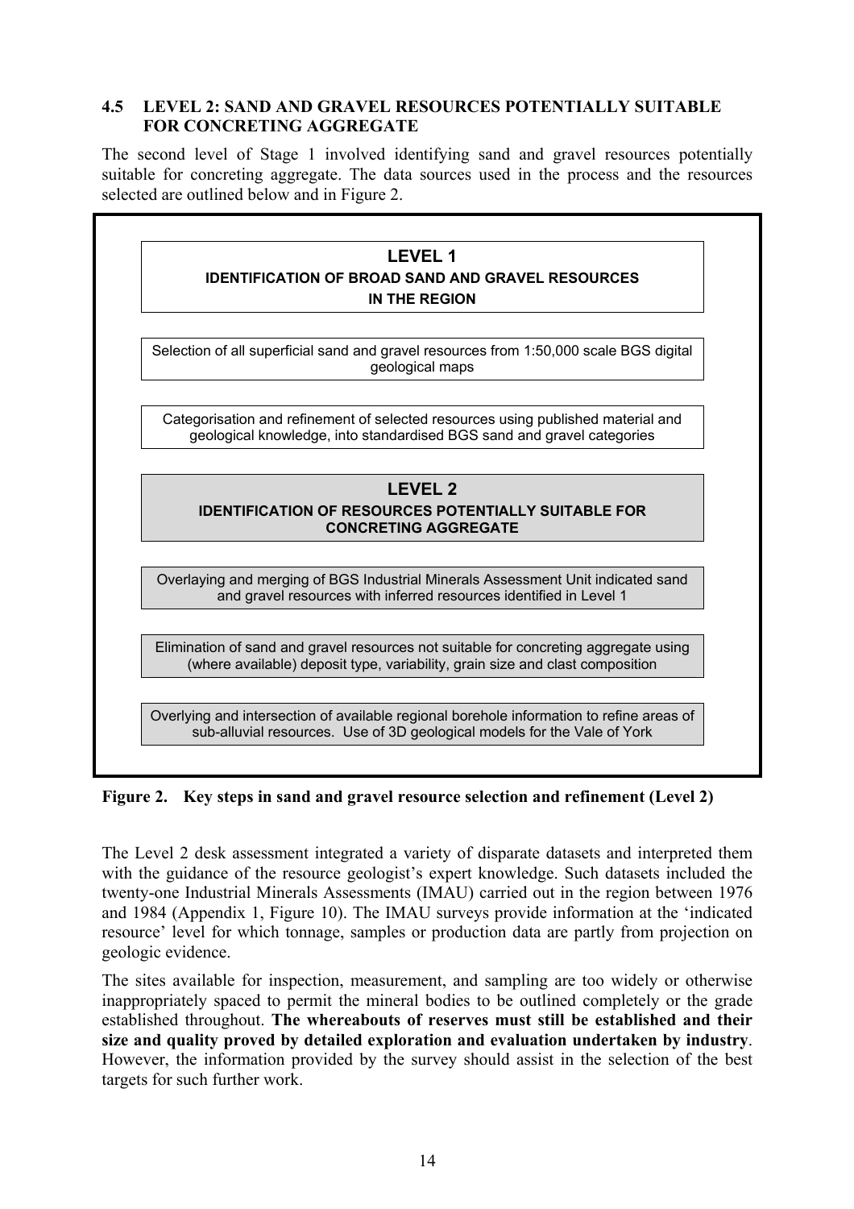### 4.5 LEVEL 2: SAND AND GRAVEL RESOURCES POTENTIALLY SUITABLE FOR CONCRETING AGGREGATE

The second level of Stage 1 involved identifying sand and gravel resources potentially suitable for concreting aggregate. The data sources used in the process and the resources selected are outlined below and in Figure 2.

**LEVEL 1**

**IDENTIFICATION OF BROAD SAND AND GRAVEL RESOURCES IN THE REGION**

Selection of all superficial sand and gravel resources from 1:50,000 scale BGS digital geological maps

Categorisation and refinement of selected resources using published material and geological knowledge, into standardised BGS sand and gravel categories

**LEVEL 2**

**IDENTIFICATION OF RESOURCES POTENTIALLY SUITABLE FOR CONCRETING AGGREGATE**

Overlaying and merging of BGS Industrial Minerals Assessment Unit indicated sand and gravel resources with inferred resources identified in Level 1

Elimination of sand and gravel resources not suitable for concreting aggregate using (where available) deposit type, variability, grain size and clast composition

Overlying and intersection of available regional borehole information to refine areas of sub-alluvial resources. Use of 3D geological models for the Vale of York

**Figure 2. Key steps in sand and gravel resource selection and refinement (Level 2)**

The Level 2 desk assessment integrated a variety of disparate datasets and interpreted them with the guidance of the resource geologist's expert knowledge. Such datasets included the twenty-one Industrial Minerals Assessments (IMAU) carried out in the region between 1976 and 1984 (Appendix 1, Figure 10). The IMAU surveys provide information at the 'indicated resource' level for which tonnage, samples or production data are partly from projection on geologic evidence.

The sites available for inspection, measurement, and sampling are too widely or otherwise inappropriately spaced to permit the mineral bodies to be outlined completely or the grade established throughout. **The whereabouts of reserves must still be established and their size and quality proved by detailed exploration and evaluation undertaken by industry**. However, the information provided by the survey should assist in the selection of the best targets for such further work.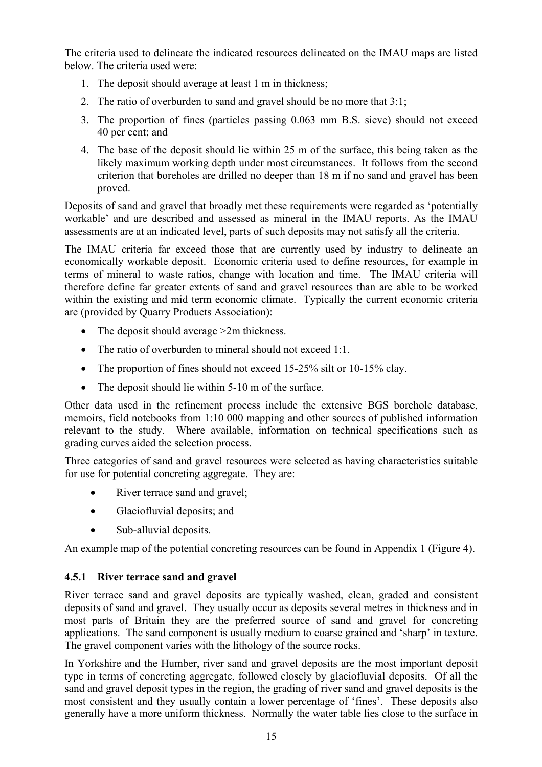The criteria used to delineate the indicated resources delineated on the IMAU maps are listed below. The criteria used were:

1. The deposit should average at least 1 m in thickness;
2. The ratio of overburden to sand and gravel should be no more that 3:1;
3. The proportion of fines (particles passing 0.063 mm B.S. sieve) should not exceed 40 per cent; and
4. The base of the deposit should lie within 25 m of the surface, this being taken as the likely maximum working depth under most circumstances. It follows from the second criterion that boreholes are drilled no deeper than 18 m if no sand and gravel has been proved.

Deposits of sand and gravel that broadly met these requirements were regarded as 'potentially workable' and are described and assessed as mineral in the IMAU reports. As the IMAU assessments are at an indicated level, parts of such deposits may not satisfy all the criteria.

The IMAU criteria far exceed those that are currently used by industry to delineate an economically workable deposit. Economic criteria used to define resources, for example in terms of mineral to waste ratios, change with location and time. The IMAU criteria will therefore define far greater extents of sand and gravel resources than are able to be worked within the existing and mid term economic climate. Typically the current economic criteria are (provided by Quarry Products Association):

- The deposit should average >2m thickness.
- The ratio of overburden to mineral should not exceed 1:1.
- The proportion of fines should not exceed 15-25% silt or 10-15% clay.
- The deposit should lie within 5-10 m of the surface.

Other data used in the refinement process include the extensive BGS borehole database, memoirs, field notebooks from 1:10 000 mapping and other sources of published information relevant to the study. Where available, information on technical specifications such as grading curves aided the selection process.

Three categories of sand and gravel resources were selected as having characteristics suitable for use for potential concreting aggregate. They are:

- River terrace sand and gravel;
- Glaciofluvial deposits; and
- Sub-alluvial deposits.

An example map of the potential concreting resources can be found in Appendix 1 (Figure 4).

### 4.5.1 River terrace sand and gravel

River terrace sand and gravel deposits are typically washed, clean, graded and consistent deposits of sand and gravel. They usually occur as deposits several metres in thickness and in most parts of Britain they are the preferred source of sand and gravel for concreting applications. The sand component is usually medium to coarse grained and 'sharp' in texture. The gravel component varies with the lithology of the source rocks.

In Yorkshire and the Humber, river sand and gravel deposits are the most important deposit type in terms of concreting aggregate, followed closely by glaciofluvial deposits. Of all the sand and gravel deposit types in the region, the grading of river sand and gravel deposits is the most consistent and they usually contain a lower percentage of 'fines'. These deposits also generally have a more uniform thickness. Normally the water table lies close to the surface in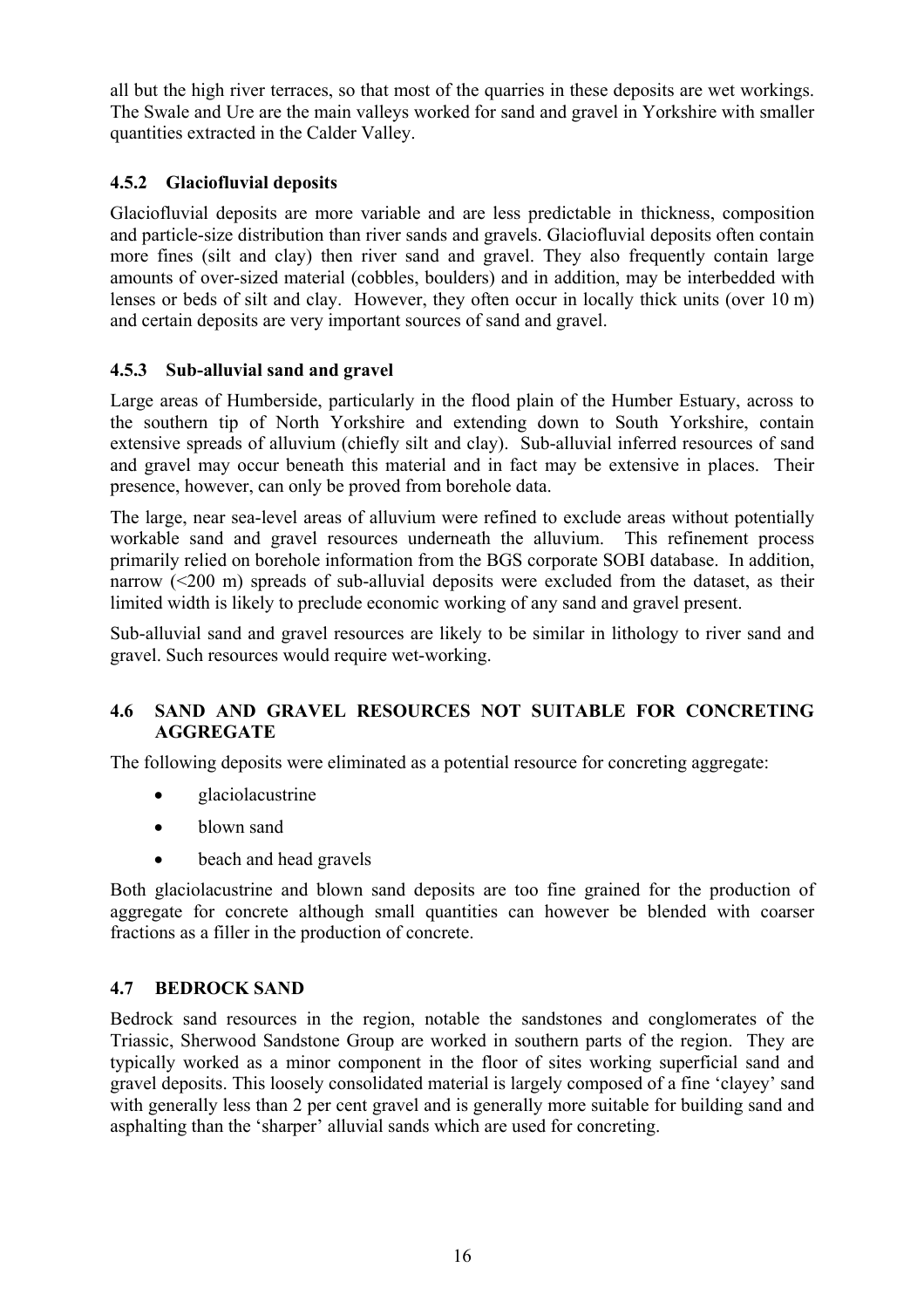all but the high river terraces, so that most of the quarries in these deposits are wet workings. The Swale and Ure are the main valleys worked for sand and gravel in Yorkshire with smaller quantities extracted in the Calder Valley.

### 4.5.2 Glaciofluvial deposits

Glaciofluvial deposits are more variable and are less predictable in thickness, composition and particle-size distribution than river sands and gravels. Glaciofluvial deposits often contain more fines (silt and clay) then river sand and gravel. They also frequently contain large amounts of over-sized material (cobbles, boulders) and in addition, may be interbedded with lenses or beds of silt and clay. However, they often occur in locally thick units (over 10 m) and certain deposits are very important sources of sand and gravel.

### 4.5.3 Sub-alluvial sand and gravel

Large areas of Humberside, particularly in the flood plain of the Humber Estuary, across to the southern tip of North Yorkshire and extending down to South Yorkshire, contain extensive spreads of alluvium (chiefly silt and clay). Sub-alluvial inferred resources of sand and gravel may occur beneath this material and in fact may be extensive in places. Their presence, however, can only be proved from borehole data.

The large, near sea-level areas of alluvium were refined to exclude areas without potentially workable sand and gravel resources underneath the alluvium. This refinement process primarily relied on borehole information from the BGS corporate SOBI database. In addition, narrow (<200 m) spreads of sub-alluvial deposits were excluded from the dataset, as their limited width is likely to preclude economic working of any sand and gravel present.

Sub-alluvial sand and gravel resources are likely to be similar in lithology to river sand and gravel. Such resources would require wet-working.

## 4.6 SAND AND GRAVEL RESOURCES NOT SUITABLE FOR CONCRETING AGGREGATE

The following deposits were eliminated as a potential resource for concreting aggregate:

- glaciolacustrine
- blown sand
- beach and head gravels

Both glaciolacustrine and blown sand deposits are too fine grained for the production of aggregate for concrete although small quantities can however be blended with coarser fractions as a filler in the production of concrete.

## 4.7 BEDROCK SAND

Bedrock sand resources in the region, notable the sandstones and conglomerates of the Triassic, Sherwood Sandstone Group are worked in southern parts of the region. They are typically worked as a minor component in the floor of sites working superficial sand and gravel deposits. This loosely consolidated material is largely composed of a fine 'clayey' sand with generally less than 2 per cent gravel and is generally more suitable for building sand and asphalting than the 'sharper' alluvial sands which are used for concreting.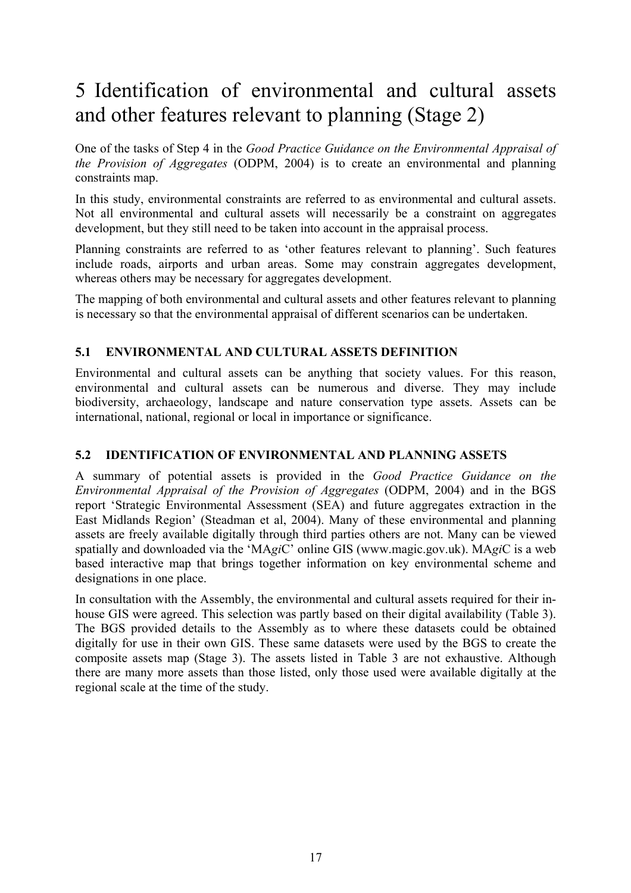# 5 Identification of environmental and cultural assets and other features relevant to planning (Stage 2)

One of the tasks of Step 4 in the *Good Practice Guidance on the Environmental Appraisal of the Provision of Aggregates* (ODPM, 2004) is to create an environmental and planning constraints map.

In this study, environmental constraints are referred to as environmental and cultural assets. Not all environmental and cultural assets will necessarily be a constraint on aggregates development, but they still need to be taken into account in the appraisal process.

Planning constraints are referred to as 'other features relevant to planning'. Such features include roads, airports and urban areas. Some may constrain aggregates development, whereas others may be necessary for aggregates development.

The mapping of both environmental and cultural assets and other features relevant to planning is necessary so that the environmental appraisal of different scenarios can be undertaken.

## 5.1 ENVIRONMENTAL AND CULTURAL ASSETS DEFINITION

Environmental and cultural assets can be anything that society values. For this reason, environmental and cultural assets can be numerous and diverse. They may include biodiversity, archaeology, landscape and nature conservation type assets. Assets can be international, national, regional or local in importance or significance.

## 5.2 IDENTIFICATION OF ENVIRONMENTAL AND PLANNING ASSETS

A summary of potential assets is provided in the *Good Practice Guidance on the Environmental Appraisal of the Provision of Aggregates* (ODPM, 2004) and in the BGS report 'Strategic Environmental Assessment (SEA) and future aggregates extraction in the East Midlands Region' (Steadman et al, 2004). Many of these environmental and planning assets are freely available digitally through third parties others are not. Many can be viewed spatially and downloaded via the 'MA***gi***C' online GIS (www.magic.gov.uk). MA***gi***C is a web based interactive map that brings together information on key environmental scheme and designations in one place.

In consultation with the Assembly, the environmental and cultural assets required for their in-house GIS were agreed. This selection was partly based on their digital availability (Table 3). The BGS provided details to the Assembly as to where these datasets could be obtained digitally for use in their own GIS. These same datasets were used by the BGS to create the composite assets map (Stage 3). The assets listed in Table 3 are not exhaustive. Although there are many more assets than those listed, only those used were available digitally at the regional scale at the time of the study.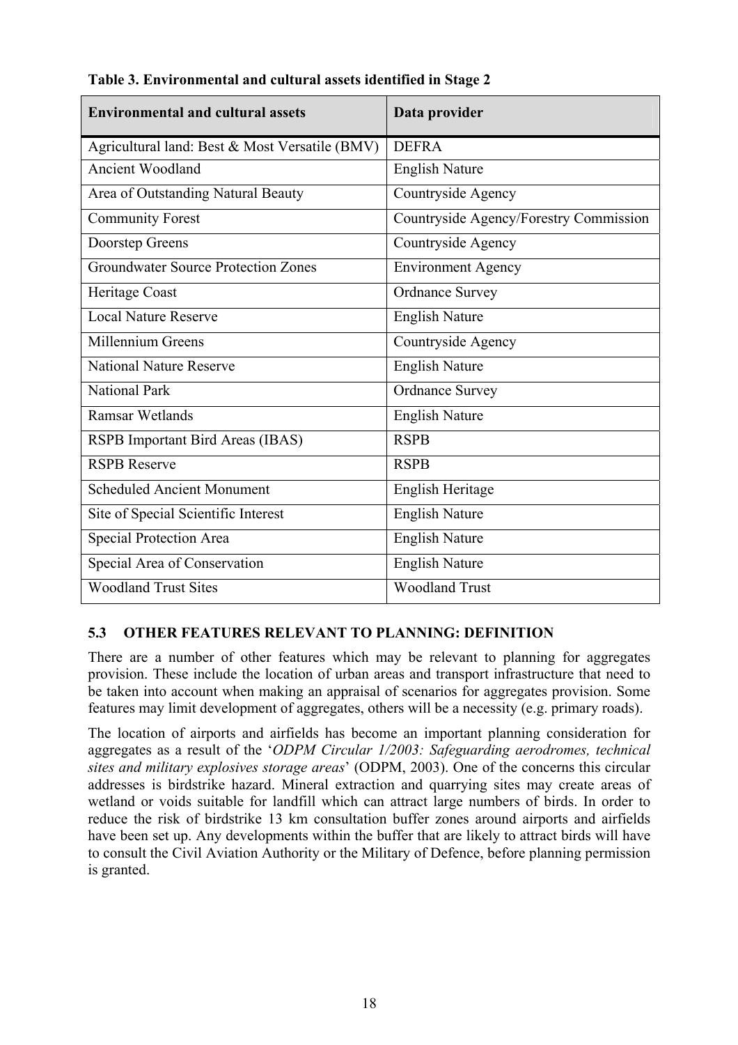**Table 3. Environmental and cultural assets identified in Stage 2**

| Environmental and cultural assets | Data provider |
|---|---|
| Agricultural land: Best & Most Versatile (BMV) | DEFRA |
| Ancient Woodland | English Nature |
| Area of Outstanding Natural Beauty | Countryside Agency |
| Community Forest | Countryside Agency/Forestry Commission |
| Doorstep Greens | Countryside Agency |
| Groundwater Source Protection Zones | Environment Agency |
| Heritage Coast | Ordnance Survey |
| Local Nature Reserve | English Nature |
| Millennium Greens | Countryside Agency |
| National Nature Reserve | English Nature |
| National Park | Ordnance Survey |
| Ramsar Wetlands | English Nature |
| RSPB Important Bird Areas (IBAS) | RSPB |
| RSPB Reserve | RSPB |
| Scheduled Ancient Monument | English Heritage |
| Site of Special Scientific Interest | English Nature |
| Special Protection Area | English Nature |
| Special Area of Conservation | English Nature |
| Woodland Trust Sites | Woodland Trust |

### 5.3 OTHER FEATURES RELEVANT TO PLANNING: DEFINITION

There are a number of other features which may be relevant to planning for aggregates provision. These include the location of urban areas and transport infrastructure that need to be taken into account when making an appraisal of scenarios for aggregates provision. Some features may limit development of aggregates, others will be a necessity (e.g. primary roads).

The location of airports and airfields has become an important planning consideration for aggregates as a result of the '*ODPM Circular 1/2003: Safeguarding aerodromes, technical sites and military explosives storage areas*' (ODPM, 2003). One of the concerns this circular addresses is birdstrike hazard. Mineral extraction and quarrying sites may create areas of wetland or voids suitable for landfill which can attract large numbers of birds. In order to reduce the risk of birdstrike 13 km consultation buffer zones around airports and airfields have been set up. Any developments within the buffer that are likely to attract birds will have to consult the Civil Aviation Authority or the Military of Defence, before planning permission is granted.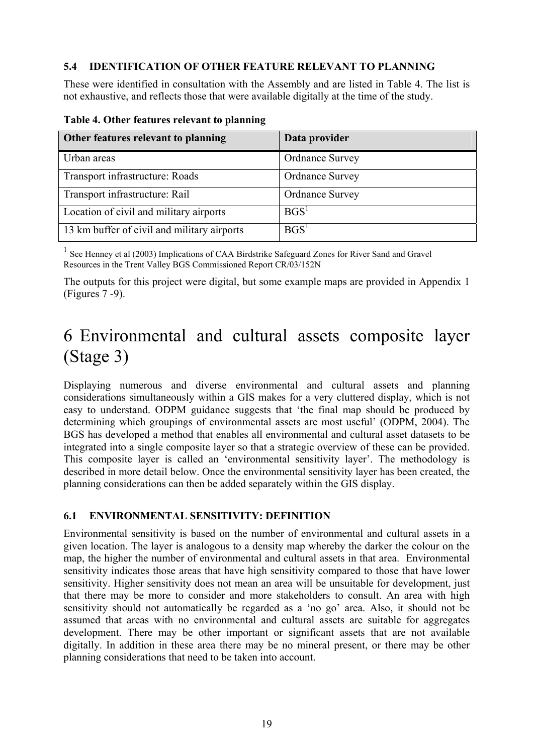### 5.4 IDENTIFICATION OF OTHER FEATURE RELEVANT TO PLANNING

These were identified in consultation with the Assembly and are listed in Table 4. The list is not exhaustive, and reflects those that were available digitally at the time of the study.

**Table 4. Other features relevant to planning**

| Other features relevant to planning | Data provider |
|---|---|
| Urban areas | Ordnance Survey |
| Transport infrastructure: Roads | Ordnance Survey |
| Transport infrastructure: Rail | Ordnance Survey |
| Location of civil and military airports | BGS[1] |
| 13 km buffer of civil and military airports | BGS[1] |

[1] See Henney et al (2003) Implications of CAA Birdstrike Safeguard Zones for River Sand and Gravel Resources in the Trent Valley BGS Commissioned Report CR/03/152N

The outputs for this project were digital, but some example maps are provided in Appendix 1 (Figures 7 -9).

# 6 Environmental and cultural assets composite layer (Stage 3)

Displaying numerous and diverse environmental and cultural assets and planning considerations simultaneously within a GIS makes for a very cluttered display, which is not easy to understand. ODPM guidance suggests that 'the final map should be produced by determining which groupings of environmental assets are most useful' (ODPM, 2004). The BGS has developed a method that enables all environmental and cultural asset datasets to be integrated into a single composite layer so that a strategic overview of these can be provided. This composite layer is called an 'environmental sensitivity layer'. The methodology is described in more detail below. Once the environmental sensitivity layer has been created, the planning considerations can then be added separately within the GIS display.

### 6.1 ENVIRONMENTAL SENSITIVITY: DEFINITION

Environmental sensitivity is based on the number of environmental and cultural assets in a given location. The layer is analogous to a density map whereby the darker the colour on the map, the higher the number of environmental and cultural assets in that area. Environmental sensitivity indicates those areas that have high sensitivity compared to those that have lower sensitivity. Higher sensitivity does not mean an area will be unsuitable for development, just that there may be more to consider and more stakeholders to consult. An area with high sensitivity should not automatically be regarded as a 'no go' area. Also, it should not be assumed that areas with no environmental and cultural assets are suitable for aggregates development. There may be other important or significant assets that are not available digitally. In addition in these area there may be no mineral present, or there may be other planning considerations that need to be taken into account.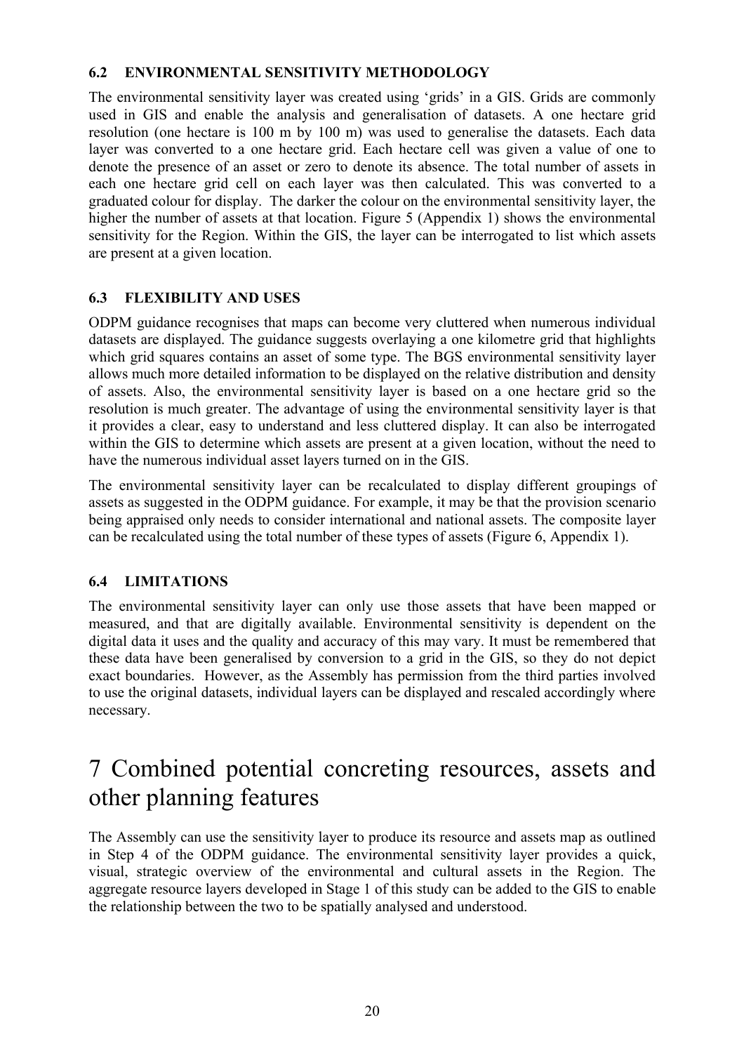### 6.2 ENVIRONMENTAL SENSITIVITY METHODOLOGY

The environmental sensitivity layer was created using 'grids' in a GIS. Grids are commonly used in GIS and enable the analysis and generalisation of datasets. A one hectare grid resolution (one hectare is 100 m by 100 m) was used to generalise the datasets. Each data layer was converted to a one hectare grid. Each hectare cell was given a value of one to denote the presence of an asset or zero to denote its absence. The total number of assets in each one hectare grid cell on each layer was then calculated. This was converted to a graduated colour for display. The darker the colour on the environmental sensitivity layer, the higher the number of assets at that location. Figure 5 (Appendix 1) shows the environmental sensitivity for the Region. Within the GIS, the layer can be interrogated to list which assets are present at a given location.

### 6.3 FLEXIBILITY AND USES

ODPM guidance recognises that maps can become very cluttered when numerous individual datasets are displayed. The guidance suggests overlaying a one kilometre grid that highlights which grid squares contains an asset of some type. The BGS environmental sensitivity layer allows much more detailed information to be displayed on the relative distribution and density of assets. Also, the environmental sensitivity layer is based on a one hectare grid so the resolution is much greater. The advantage of using the environmental sensitivity layer is that it provides a clear, easy to understand and less cluttered display. It can also be interrogated within the GIS to determine which assets are present at a given location, without the need to have the numerous individual asset layers turned on in the GIS.

The environmental sensitivity layer can be recalculated to display different groupings of assets as suggested in the ODPM guidance. For example, it may be that the provision scenario being appraised only needs to consider international and national assets. The composite layer can be recalculated using the total number of these types of assets (Figure 6, Appendix 1).

### 6.4 LIMITATIONS

The environmental sensitivity layer can only use those assets that have been mapped or measured, and that are digitally available. Environmental sensitivity is dependent on the digital data it uses and the quality and accuracy of this may vary. It must be remembered that these data have been generalised by conversion to a grid in the GIS, so they do not depict exact boundaries. However, as the Assembly has permission from the third parties involved to use the original datasets, individual layers can be displayed and rescaled accordingly where necessary.

# 7 Combined potential concreting resources, assets and other planning features

The Assembly can use the sensitivity layer to produce its resource and assets map as outlined in Step 4 of the ODPM guidance. The environmental sensitivity layer provides a quick, visual, strategic overview of the environmental and cultural assets in the Region. The aggregate resource layers developed in Stage 1 of this study can be added to the GIS to enable the relationship between the two to be spatially analysed and understood.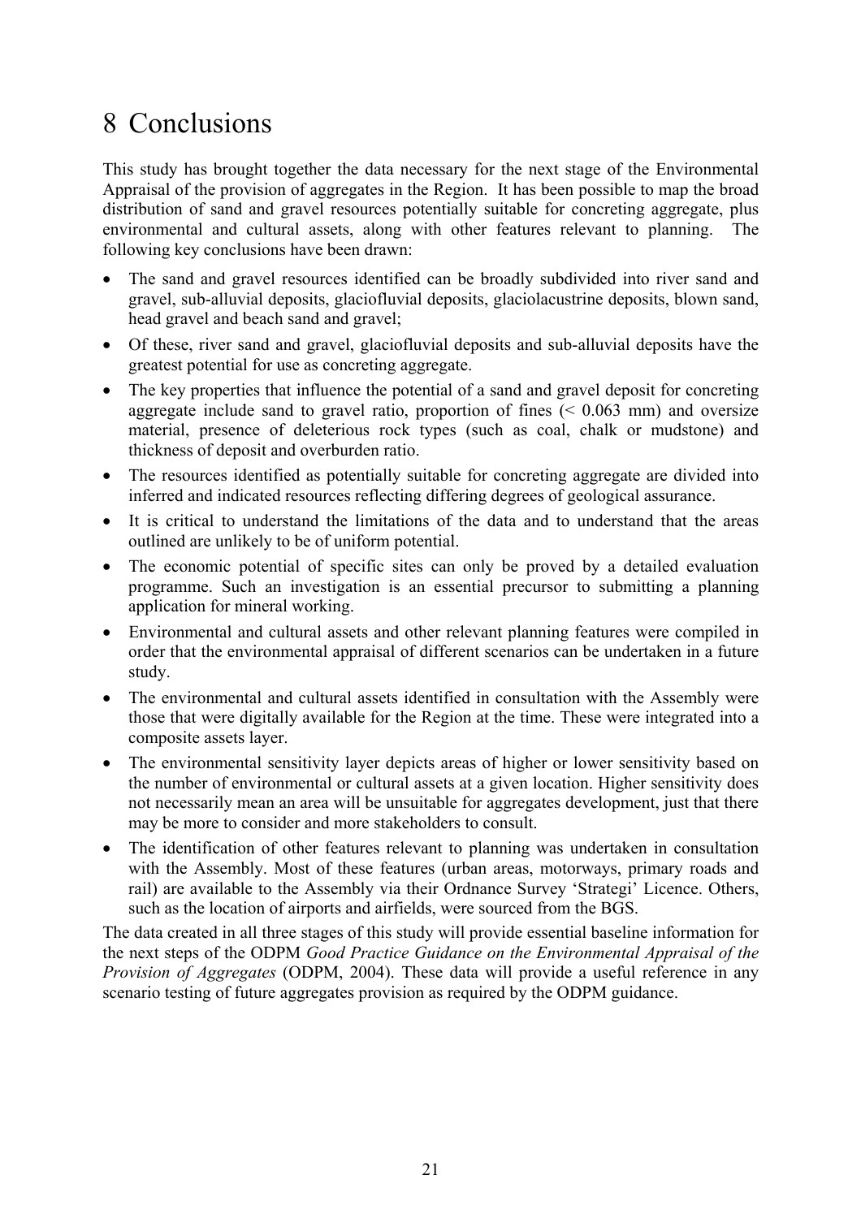# 8 Conclusions

This study has brought together the data necessary for the next stage of the Environmental Appraisal of the provision of aggregates in the Region. It has been possible to map the broad distribution of sand and gravel resources potentially suitable for concreting aggregate, plus environmental and cultural assets, along with other features relevant to planning. The following key conclusions have been drawn:

- The sand and gravel resources identified can be broadly subdivided into river sand and gravel, sub-alluvial deposits, glaciofluvial deposits, glaciolacustrine deposits, blown sand, head gravel and beach sand and gravel;
- Of these, river sand and gravel, glaciofluvial deposits and sub-alluvial deposits have the greatest potential for use as concreting aggregate.
- The key properties that influence the potential of a sand and gravel deposit for concreting aggregate include sand to gravel ratio, proportion of fines (< 0.063 mm) and oversize material, presence of deleterious rock types (such as coal, chalk or mudstone) and thickness of deposit and overburden ratio.
- The resources identified as potentially suitable for concreting aggregate are divided into inferred and indicated resources reflecting differing degrees of geological assurance.
- It is critical to understand the limitations of the data and to understand that the areas outlined are unlikely to be of uniform potential.
- The economic potential of specific sites can only be proved by a detailed evaluation programme. Such an investigation is an essential precursor to submitting a planning application for mineral working.
- Environmental and cultural assets and other relevant planning features were compiled in order that the environmental appraisal of different scenarios can be undertaken in a future study.
- The environmental and cultural assets identified in consultation with the Assembly were those that were digitally available for the Region at the time. These were integrated into a composite assets layer.
- The environmental sensitivity layer depicts areas of higher or lower sensitivity based on the number of environmental or cultural assets at a given location. Higher sensitivity does not necessarily mean an area will be unsuitable for aggregates development, just that there may be more to consider and more stakeholders to consult.
- The identification of other features relevant to planning was undertaken in consultation with the Assembly. Most of these features (urban areas, motorways, primary roads and rail) are available to the Assembly via their Ordnance Survey 'Strategi' Licence. Others, such as the location of airports and airfields, were sourced from the BGS.

The data created in all three stages of this study will provide essential baseline information for the next steps of the ODPM *Good Practice Guidance on the Environmental Appraisal of the Provision of Aggregates* (ODPM, 2004). These data will provide a useful reference in any scenario testing of future aggregates provision as required by the ODPM guidance.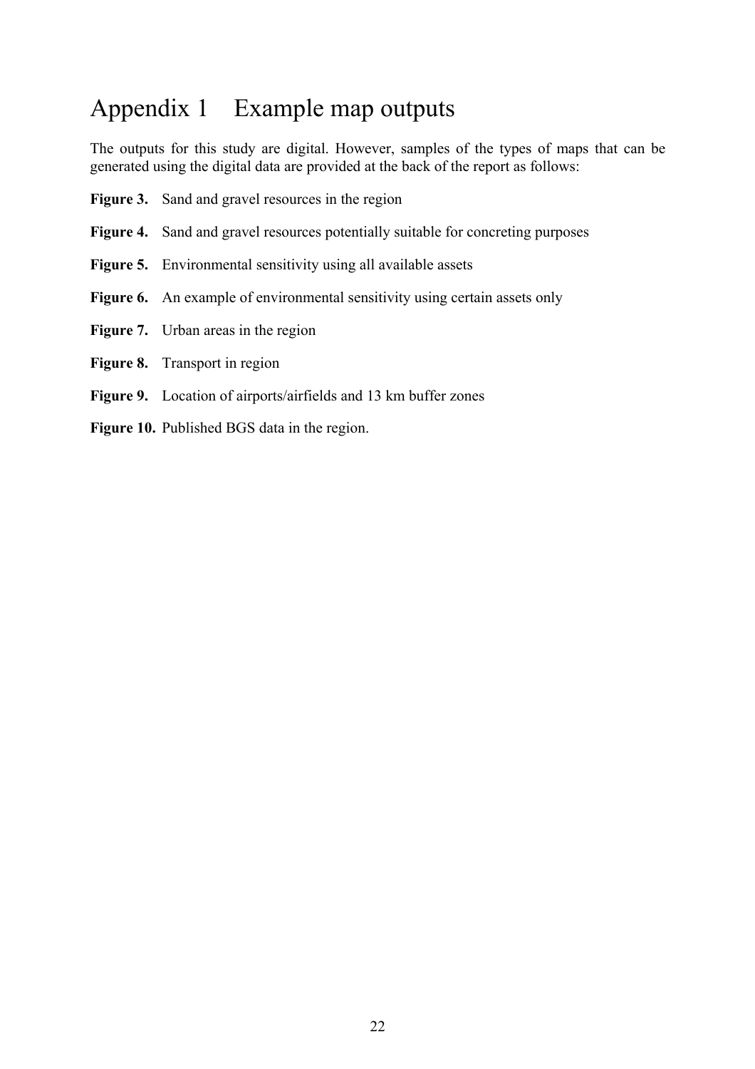# Appendix 1 Example map outputs

The outputs for this study are digital. However, samples of the types of maps that can be generated using the digital data are provided at the back of the report as follows:

**Figure 3.** Sand and gravel resources in the region

**Figure 4.** Sand and gravel resources potentially suitable for concreting purposes

**Figure 5.** Environmental sensitivity using all available assets

**Figure 6.** An example of environmental sensitivity using certain assets only

**Figure 7.** Urban areas in the region

**Figure 8.** Transport in region

**Figure 9.** Location of airports/airfields and 13 km buffer zones

**Figure 10.** Published BGS data in the region.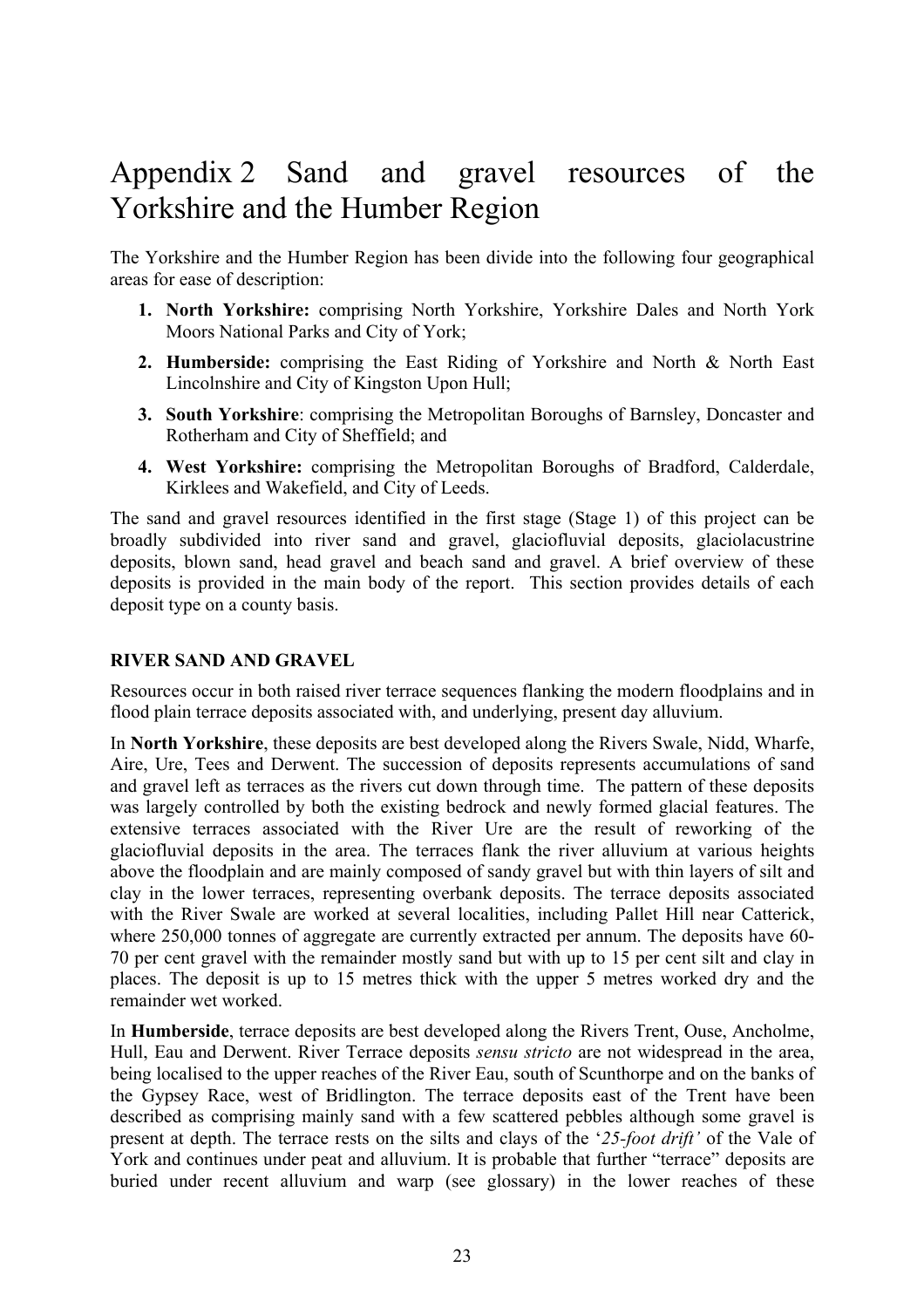# Appendix 2 Sand and gravel resources of the Yorkshire and the Humber Region

The Yorkshire and the Humber Region has been divide into the following four geographical areas for ease of description:

1. **North Yorkshire:** comprising North Yorkshire, Yorkshire Dales and North York Moors National Parks and City of York;
2. **Humberside:** comprising the East Riding of Yorkshire and North & North East Lincolnshire and City of Kingston Upon Hull;
3. **South Yorkshire**: comprising the Metropolitan Boroughs of Barnsley, Doncaster and Rotherham and City of Sheffield; and
4. **West Yorkshire:** comprising the Metropolitan Boroughs of Bradford, Calderdale, Kirklees and Wakefield, and City of Leeds.

The sand and gravel resources identified in the first stage (Stage 1) of this project can be broadly subdivided into river sand and gravel, glaciofluvial deposits, glaciolacustrine deposits, blown sand, head gravel and beach sand and gravel. A brief overview of these deposits is provided in the main body of the report. This section provides details of each deposit type on a county basis.

**RIVER SAND AND GRAVEL**

Resources occur in both raised river terrace sequences flanking the modern floodplains and in flood plain terrace deposits associated with, and underlying, present day alluvium.

In **North Yorkshire**, these deposits are best developed along the Rivers Swale, Nidd, Wharfe, Aire, Ure, Tees and Derwent. The succession of deposits represents accumulations of sand and gravel left as terraces as the rivers cut down through time. The pattern of these deposits was largely controlled by both the existing bedrock and newly formed glacial features. The extensive terraces associated with the River Ure are the result of reworking of the glaciofluvial deposits in the area. The terraces flank the river alluvium at various heights above the floodplain and are mainly composed of sandy gravel but with thin layers of silt and clay in the lower terraces, representing overbank deposits. The terrace deposits associated with the River Swale are worked at several localities, including Pallet Hill near Catterick, where 250,000 tonnes of aggregate are currently extracted per annum. The deposits have 60-70 per cent gravel with the remainder mostly sand but with up to 15 per cent silt and clay in places. The deposit is up to 15 metres thick with the upper 5 metres worked dry and the remainder wet worked.

In **Humberside**, terrace deposits are best developed along the Rivers Trent, Ouse, Ancholme, Hull, Eau and Derwent. River Terrace deposits *sensu stricto* are not widespread in the area, being localised to the upper reaches of the River Eau, south of Scunthorpe and on the banks of the Gypsey Race, west of Bridlington. The terrace deposits east of the Trent have been described as comprising mainly sand with a few scattered pebbles although some gravel is present at depth. The terrace rests on the silts and clays of the '*25-foot drift'* of the Vale of York and continues under peat and alluvium. It is probable that further "terrace" deposits are buried under recent alluvium and warp (see glossary) in the lower reaches of these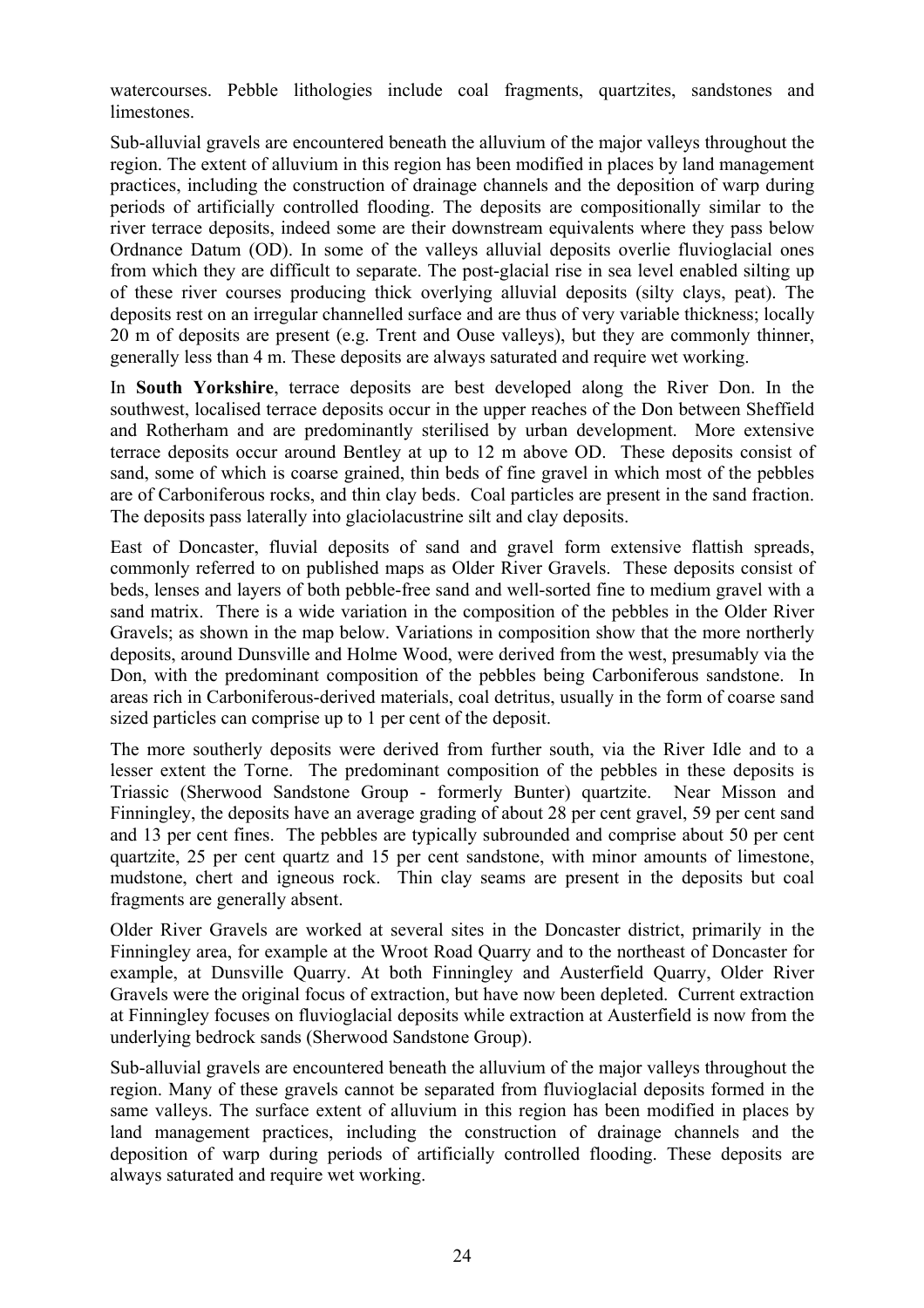watercourses. Pebble lithologies include coal fragments, quartzites, sandstones and limestones.

Sub-alluvial gravels are encountered beneath the alluvium of the major valleys throughout the region. The extent of alluvium in this region has been modified in places by land management practices, including the construction of drainage channels and the deposition of warp during periods of artificially controlled flooding. The deposits are compositionally similar to the river terrace deposits, indeed some are their downstream equivalents where they pass below Ordnance Datum (OD). In some of the valleys alluvial deposits overlie fluvioglacial ones from which they are difficult to separate. The post-glacial rise in sea level enabled silting up of these river courses producing thick overlying alluvial deposits (silty clays, peat). The deposits rest on an irregular channelled surface and are thus of very variable thickness; locally 20 m of deposits are present (e.g. Trent and Ouse valleys), but they are commonly thinner, generally less than 4 m. These deposits are always saturated and require wet working.

In **South Yorkshire**, terrace deposits are best developed along the River Don. In the southwest, localised terrace deposits occur in the upper reaches of the Don between Sheffield and Rotherham and are predominantly sterilised by urban development. More extensive terrace deposits occur around Bentley at up to 12 m above OD. These deposits consist of sand, some of which is coarse grained, thin beds of fine gravel in which most of the pebbles are of Carboniferous rocks, and thin clay beds. Coal particles are present in the sand fraction. The deposits pass laterally into glaciolacustrine silt and clay deposits.

East of Doncaster, fluvial deposits of sand and gravel form extensive flattish spreads, commonly referred to on published maps as Older River Gravels. These deposits consist of beds, lenses and layers of both pebble-free sand and well-sorted fine to medium gravel with a sand matrix. There is a wide variation in the composition of the pebbles in the Older River Gravels; as shown in the map below. Variations in composition show that the more northerly deposits, around Dunsville and Holme Wood, were derived from the west, presumably via the Don, with the predominant composition of the pebbles being Carboniferous sandstone. In areas rich in Carboniferous-derived materials, coal detritus, usually in the form of coarse sand sized particles can comprise up to 1 per cent of the deposit.

The more southerly deposits were derived from further south, via the River Idle and to a lesser extent the Torne. The predominant composition of the pebbles in these deposits is Triassic (Sherwood Sandstone Group - formerly Bunter) quartzite. Near Misson and Finningley, the deposits have an average grading of about 28 per cent gravel, 59 per cent sand and 13 per cent fines. The pebbles are typically subrounded and comprise about 50 per cent quartzite, 25 per cent quartz and 15 per cent sandstone, with minor amounts of limestone, mudstone, chert and igneous rock. Thin clay seams are present in the deposits but coal fragments are generally absent.

Older River Gravels are worked at several sites in the Doncaster district, primarily in the Finningley area, for example at the Wroot Road Quarry and to the northeast of Doncaster for example, at Dunsville Quarry. At both Finningley and Austerfield Quarry, Older River Gravels were the original focus of extraction, but have now been depleted. Current extraction at Finningley focuses on fluvioglacial deposits while extraction at Austerfield is now from the underlying bedrock sands (Sherwood Sandstone Group).

Sub-alluvial gravels are encountered beneath the alluvium of the major valleys throughout the region. Many of these gravels cannot be separated from fluvioglacial deposits formed in the same valleys. The surface extent of alluvium in this region has been modified in places by land management practices, including the construction of drainage channels and the deposition of warp during periods of artificially controlled flooding. These deposits are always saturated and require wet working.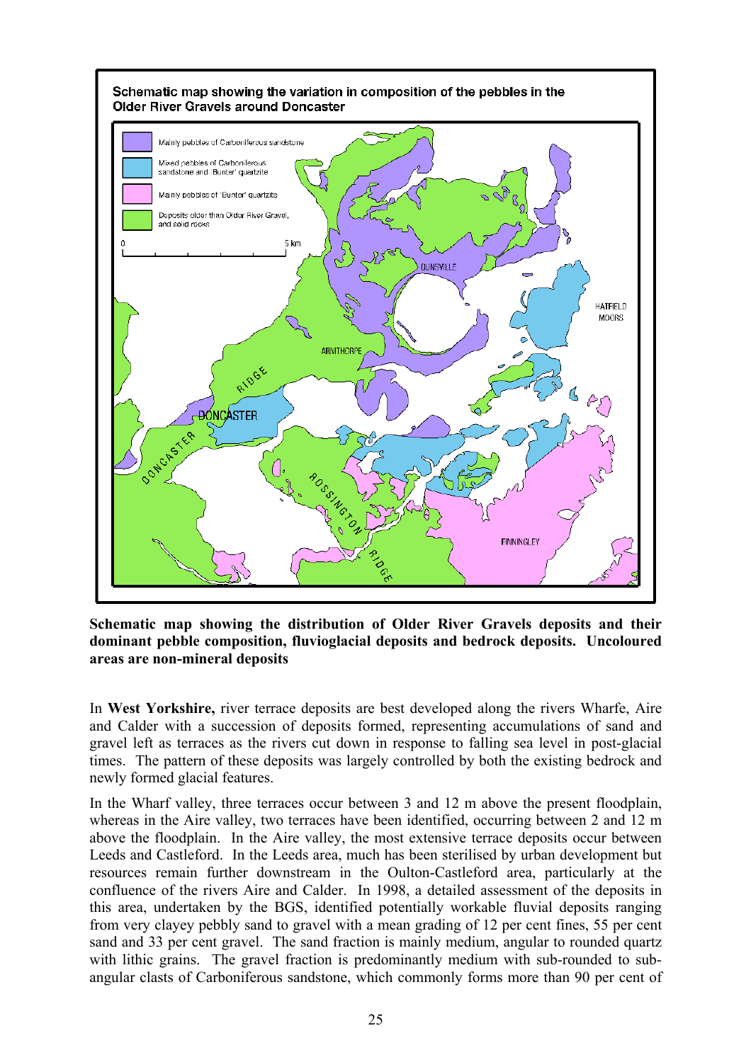**Schematic map showing the distribution of Older River Gravels deposits and their dominant pebble composition, fluvioglacial deposits and bedrock deposits. Uncoloured areas are non-mineral deposits**

In **West Yorkshire,** river terrace deposits are best developed along the rivers Wharfe, Aire and Calder with a succession of deposits formed, representing accumulations of sand and gravel left as terraces as the rivers cut down in response to falling sea level in post-glacial times. The pattern of these deposits was largely controlled by both the existing bedrock and newly formed glacial features.

In the Wharf valley, three terraces occur between 3 and 12 m above the present floodplain, whereas in the Aire valley, two terraces have been identified, occurring between 2 and 12 m above the floodplain. In the Aire valley, the most extensive terrace deposits occur between Leeds and Castleford. In the Leeds area, much has been sterilised by urban development but resources remain further downstream in the Oulton-Castleford area, particularly at the confluence of the rivers Aire and Calder. In 1998, a detailed assessment of the deposits in this area, undertaken by the BGS, identified potentially workable fluvial deposits ranging from very clayey pebbly sand to gravel with a mean grading of 12 per cent fines, 55 per cent sand and 33 per cent gravel. The sand fraction is mainly medium, angular to rounded quartz with lithic grains. The gravel fraction is predominantly medium with sub-rounded to sub-angular clasts of Carboniferous sandstone, which commonly forms more than 90 per cent of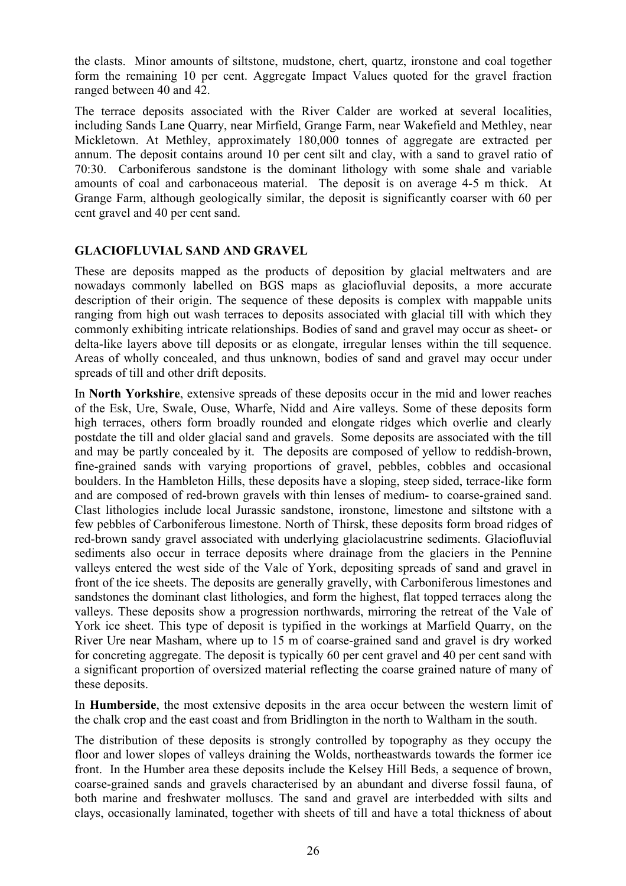the clasts. Minor amounts of siltstone, mudstone, chert, quartz, ironstone and coal together form the remaining 10 per cent. Aggregate Impact Values quoted for the gravel fraction ranged between 40 and 42.

The terrace deposits associated with the River Calder are worked at several localities, including Sands Lane Quarry, near Mirfield, Grange Farm, near Wakefield and Methley, near Mickletown. At Methley, approximately 180,000 tonnes of aggregate are extracted per annum. The deposit contains around 10 per cent silt and clay, with a sand to gravel ratio of 70:30. Carboniferous sandstone is the dominant lithology with some shale and variable amounts of coal and carbonaceous material. The deposit is on average 4-5 m thick. At Grange Farm, although geologically similar, the deposit is significantly coarser with 60 per cent gravel and 40 per cent sand.

## GLACIOFLUVIAL SAND AND GRAVEL

These are deposits mapped as the products of deposition by glacial meltwaters and are nowadays commonly labelled on BGS maps as glaciofluvial deposits, a more accurate description of their origin. The sequence of these deposits is complex with mappable units ranging from high out wash terraces to deposits associated with glacial till with which they commonly exhibiting intricate relationships. Bodies of sand and gravel may occur as sheet- or delta-like layers above till deposits or as elongate, irregular lenses within the till sequence. Areas of wholly concealed, and thus unknown, bodies of sand and gravel may occur under spreads of till and other drift deposits.

In **North Yorkshire**, extensive spreads of these deposits occur in the mid and lower reaches of the Esk, Ure, Swale, Ouse, Wharfe, Nidd and Aire valleys. Some of these deposits form high terraces, others form broadly rounded and elongate ridges which overlie and clearly postdate the till and older glacial sand and gravels. Some deposits are associated with the till and may be partly concealed by it. The deposits are composed of yellow to reddish-brown, fine-grained sands with varying proportions of gravel, pebbles, cobbles and occasional boulders. In the Hambleton Hills, these deposits have a sloping, steep sided, terrace-like form and are composed of red-brown gravels with thin lenses of medium- to coarse-grained sand. Clast lithologies include local Jurassic sandstone, ironstone, limestone and siltstone with a few pebbles of Carboniferous limestone. North of Thirsk, these deposits form broad ridges of red-brown sandy gravel associated with underlying glaciolacustrine sediments. Glaciofluvial sediments also occur in terrace deposits where drainage from the glaciers in the Pennine valleys entered the west side of the Vale of York, depositing spreads of sand and gravel in front of the ice sheets. The deposits are generally gravelly, with Carboniferous limestones and sandstones the dominant clast lithologies, and form the highest, flat topped terraces along the valleys. These deposits show a progression northwards, mirroring the retreat of the Vale of York ice sheet. This type of deposit is typified in the workings at Marfield Quarry, on the River Ure near Masham, where up to 15 m of coarse-grained sand and gravel is dry worked for concreting aggregate. The deposit is typically 60 per cent gravel and 40 per cent sand with a significant proportion of oversized material reflecting the coarse grained nature of many of these deposits.

In **Humberside**, the most extensive deposits in the area occur between the western limit of the chalk crop and the east coast and from Bridlington in the north to Waltham in the south.

The distribution of these deposits is strongly controlled by topography as they occupy the floor and lower slopes of valleys draining the Wolds, northeastwards towards the former ice front. In the Humber area these deposits include the Kelsey Hill Beds, a sequence of brown, coarse-grained sands and gravels characterised by an abundant and diverse fossil fauna, of both marine and freshwater molluscs. The sand and gravel are interbedded with silts and clays, occasionally laminated, together with sheets of till and have a total thickness of about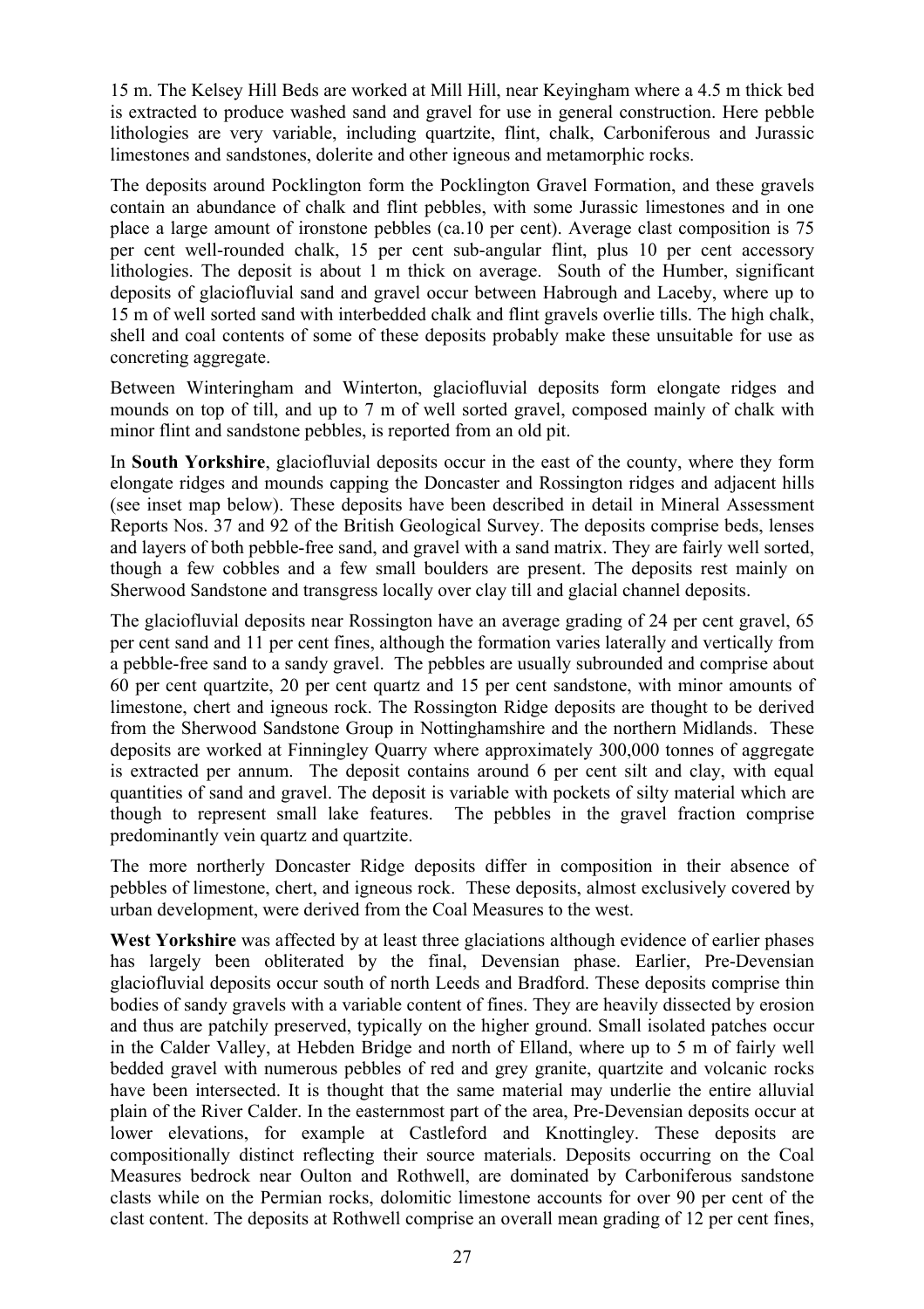15 m. The Kelsey Hill Beds are worked at Mill Hill, near Keyingham where a 4.5 m thick bed is extracted to produce washed sand and gravel for use in general construction. Here pebble lithologies are very variable, including quartzite, flint, chalk, Carboniferous and Jurassic limestones and sandstones, dolerite and other igneous and metamorphic rocks.

The deposits around Pocklington form the Pocklington Gravel Formation, and these gravels contain an abundance of chalk and flint pebbles, with some Jurassic limestones and in one place a large amount of ironstone pebbles (ca.10 per cent). Average clast composition is 75 per cent well-rounded chalk, 15 per cent sub-angular flint, plus 10 per cent accessory lithologies. The deposit is about 1 m thick on average. South of the Humber, significant deposits of glaciofluvial sand and gravel occur between Habrough and Laceby, where up to 15 m of well sorted sand with interbedded chalk and flint gravels overlie tills. The high chalk, shell and coal contents of some of these deposits probably make these unsuitable for use as concreting aggregate.

Between Winteringham and Winterton, glaciofluvial deposits form elongate ridges and mounds on top of till, and up to 7 m of well sorted gravel, composed mainly of chalk with minor flint and sandstone pebbles, is reported from an old pit.

In **South Yorkshire**, glaciofluvial deposits occur in the east of the county, where they form elongate ridges and mounds capping the Doncaster and Rossington ridges and adjacent hills (see inset map below). These deposits have been described in detail in Mineral Assessment Reports Nos. 37 and 92 of the British Geological Survey. The deposits comprise beds, lenses and layers of both pebble-free sand, and gravel with a sand matrix. They are fairly well sorted, though a few cobbles and a few small boulders are present. The deposits rest mainly on Sherwood Sandstone and transgress locally over clay till and glacial channel deposits.

The glaciofluvial deposits near Rossington have an average grading of 24 per cent gravel, 65 per cent sand and 11 per cent fines, although the formation varies laterally and vertically from a pebble-free sand to a sandy gravel. The pebbles are usually subrounded and comprise about 60 per cent quartzite, 20 per cent quartz and 15 per cent sandstone, with minor amounts of limestone, chert and igneous rock. The Rossington Ridge deposits are thought to be derived from the Sherwood Sandstone Group in Nottinghamshire and the northern Midlands. These deposits are worked at Finningley Quarry where approximately 300,000 tonnes of aggregate is extracted per annum. The deposit contains around 6 per cent silt and clay, with equal quantities of sand and gravel. The deposit is variable with pockets of silty material which are though to represent small lake features. The pebbles in the gravel fraction comprise predominantly vein quartz and quartzite.

The more northerly Doncaster Ridge deposits differ in composition in their absence of pebbles of limestone, chert, and igneous rock. These deposits, almost exclusively covered by urban development, were derived from the Coal Measures to the west.

**West Yorkshire** was affected by at least three glaciations although evidence of earlier phases has largely been obliterated by the final, Devensian phase. Earlier, Pre-Devensian glaciofluvial deposits occur south of north Leeds and Bradford. These deposits comprise thin bodies of sandy gravels with a variable content of fines. They are heavily dissected by erosion and thus are patchily preserved, typically on the higher ground. Small isolated patches occur in the Calder Valley, at Hebden Bridge and north of Elland, where up to 5 m of fairly well bedded gravel with numerous pebbles of red and grey granite, quartzite and volcanic rocks have been intersected. It is thought that the same material may underlie the entire alluvial plain of the River Calder. In the easternmost part of the area, Pre-Devensian deposits occur at lower elevations, for example at Castleford and Knottingley. These deposits are compositionally distinct reflecting their source materials. Deposits occurring on the Coal Measures bedrock near Oulton and Rothwell, are dominated by Carboniferous sandstone clasts while on the Permian rocks, dolomitic limestone accounts for over 90 per cent of the clast content. The deposits at Rothwell comprise an overall mean grading of 12 per cent fines,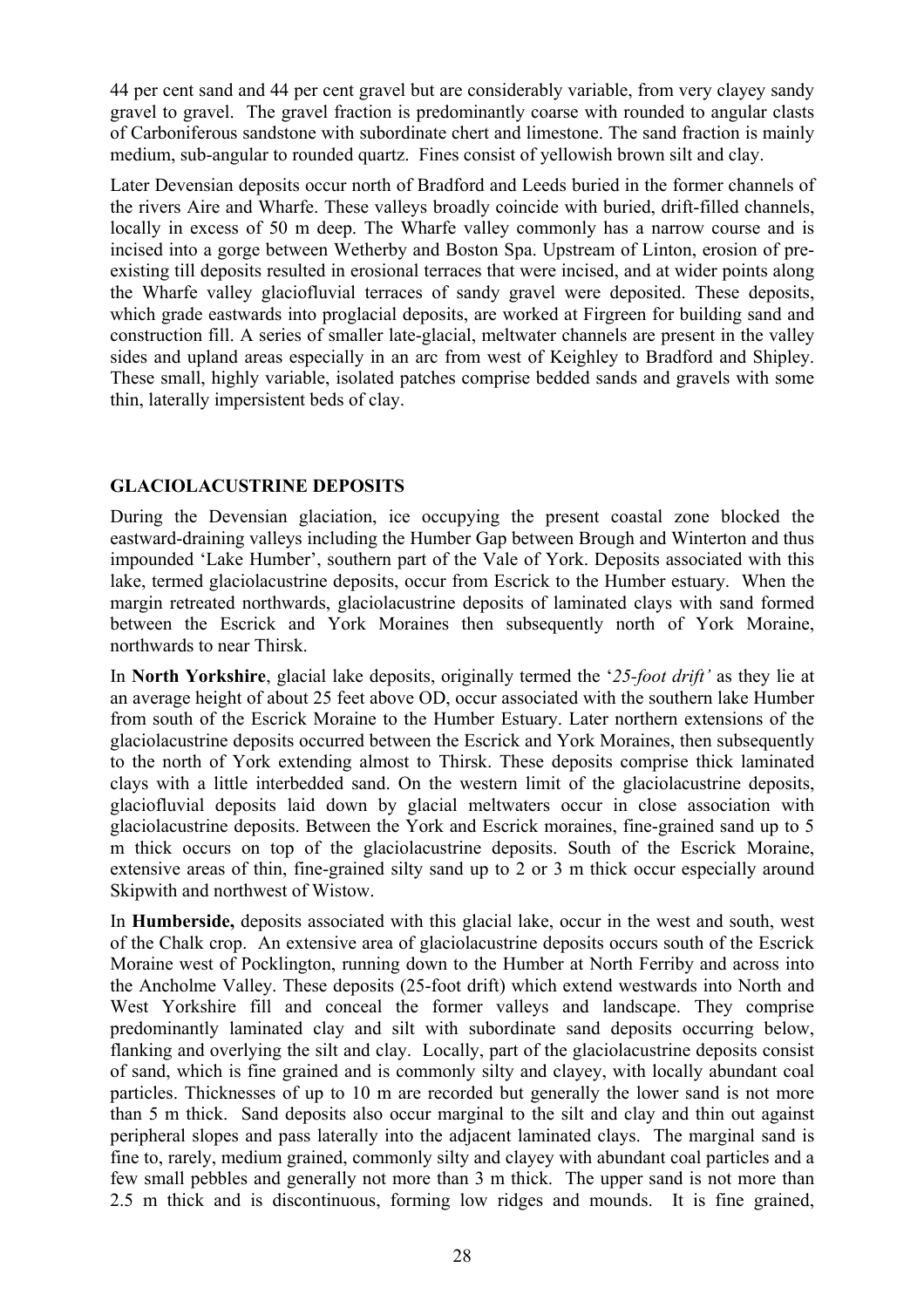44 per cent sand and 44 per cent gravel but are considerably variable, from very clayey sandy gravel to gravel. The gravel fraction is predominantly coarse with rounded to angular clasts of Carboniferous sandstone with subordinate chert and limestone. The sand fraction is mainly medium, sub-angular to rounded quartz. Fines consist of yellowish brown silt and clay.

Later Devensian deposits occur north of Bradford and Leeds buried in the former channels of the rivers Aire and Wharfe. These valleys broadly coincide with buried, drift-filled channels, locally in excess of 50 m deep. The Wharfe valley commonly has a narrow course and is incised into a gorge between Wetherby and Boston Spa. Upstream of Linton, erosion of pre-existing till deposits resulted in erosional terraces that were incised, and at wider points along the Wharfe valley glaciofluvial terraces of sandy gravel were deposited. These deposits, which grade eastwards into proglacial deposits, are worked at Firgreen for building sand and construction fill. A series of smaller late-glacial, meltwater channels are present in the valley sides and upland areas especially in an arc from west of Keighley to Bradford and Shipley. These small, highly variable, isolated patches comprise bedded sands and gravels with some thin, laterally impersistent beds of clay.

## GLACIOLACUSTRINE DEPOSITS

During the Devensian glaciation, ice occupying the present coastal zone blocked the eastward-draining valleys including the Humber Gap between Brough and Winterton and thus impounded 'Lake Humber', southern part of the Vale of York. Deposits associated with this lake, termed glaciolacustrine deposits, occur from Escrick to the Humber estuary. When the margin retreated northwards, glaciolacustrine deposits of laminated clays with sand formed between the Escrick and York Moraines then subsequently north of York Moraine, northwards to near Thirsk.

In **North Yorkshire**, glacial lake deposits, originally termed the '*25-foot drift'* as they lie at an average height of about 25 feet above OD, occur associated with the southern lake Humber from south of the Escrick Moraine to the Humber Estuary. Later northern extensions of the glaciolacustrine deposits occurred between the Escrick and York Moraines, then subsequently to the north of York extending almost to Thirsk. These deposits comprise thick laminated clays with a little interbedded sand. On the western limit of the glaciolacustrine deposits, glaciofluvial deposits laid down by glacial meltwaters occur in close association with glaciolacustrine deposits. Between the York and Escrick moraines, fine-grained sand up to 5 m thick occurs on top of the glaciolacustrine deposits. South of the Escrick Moraine, extensive areas of thin, fine-grained silty sand up to 2 or 3 m thick occur especially around Skipwith and northwest of Wistow.

In **Humberside,** deposits associated with this glacial lake, occur in the west and south, west of the Chalk crop. An extensive area of glaciolacustrine deposits occurs south of the Escrick Moraine west of Pocklington, running down to the Humber at North Ferriby and across into the Ancholme Valley. These deposits (25-foot drift) which extend westwards into North and West Yorkshire fill and conceal the former valleys and landscape. They comprise predominantly laminated clay and silt with subordinate sand deposits occurring below, flanking and overlying the silt and clay. Locally, part of the glaciolacustrine deposits consist of sand, which is fine grained and is commonly silty and clayey, with locally abundant coal particles. Thicknesses of up to 10 m are recorded but generally the lower sand is not more than 5 m thick. Sand deposits also occur marginal to the silt and clay and thin out against peripheral slopes and pass laterally into the adjacent laminated clays. The marginal sand is fine to, rarely, medium grained, commonly silty and clayey with abundant coal particles and a few small pebbles and generally not more than 3 m thick. The upper sand is not more than 2.5 m thick and is discontinuous, forming low ridges and mounds. It is fine grained,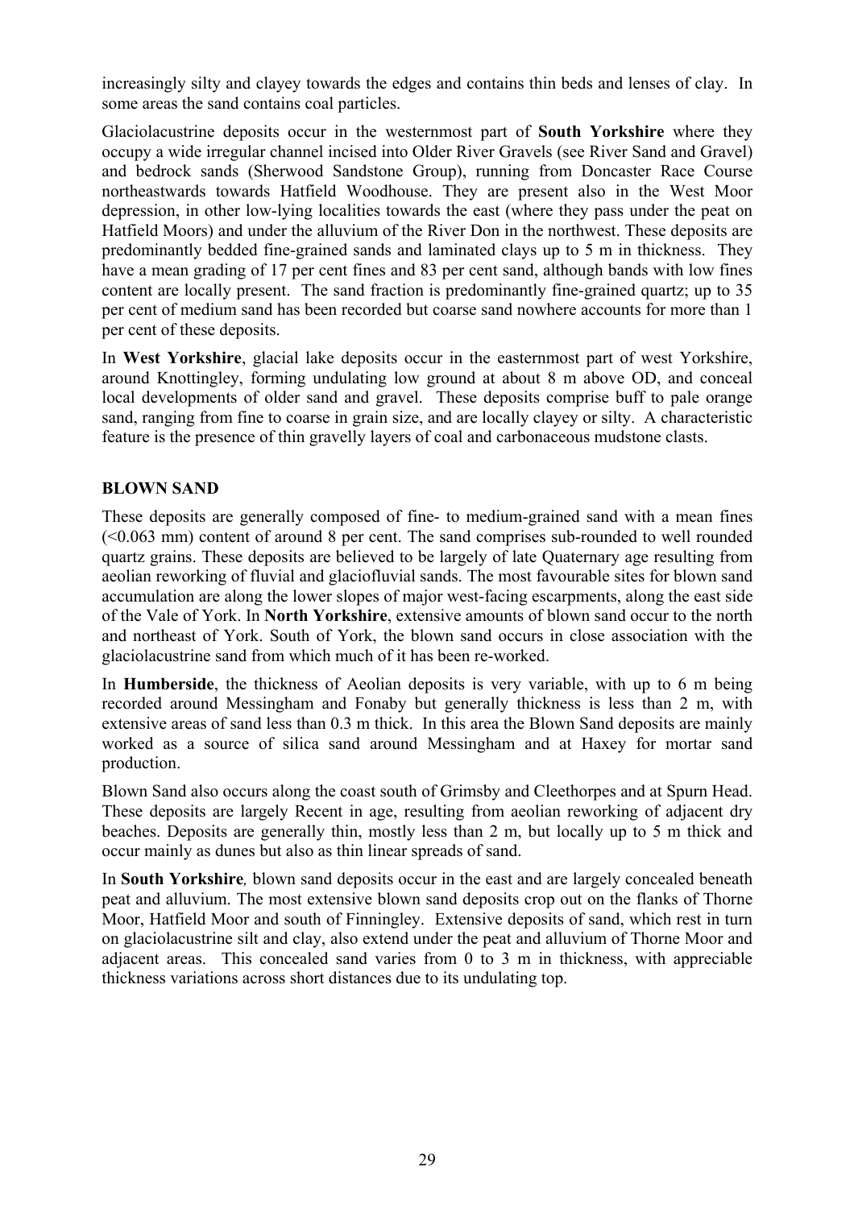increasingly silty and clayey towards the edges and contains thin beds and lenses of clay. In some areas the sand contains coal particles.

Glaciolacustrine deposits occur in the westernmost part of **South Yorkshire** where they occupy a wide irregular channel incised into Older River Gravels (see River Sand and Gravel) and bedrock sands (Sherwood Sandstone Group), running from Doncaster Race Course northeastwards towards Hatfield Woodhouse. They are present also in the West Moor depression, in other low-lying localities towards the east (where they pass under the peat on Hatfield Moors) and under the alluvium of the River Don in the northwest. These deposits are predominantly bedded fine-grained sands and laminated clays up to 5 m in thickness. They have a mean grading of 17 per cent fines and 83 per cent sand, although bands with low fines content are locally present. The sand fraction is predominantly fine-grained quartz; up to 35 per cent of medium sand has been recorded but coarse sand nowhere accounts for more than 1 per cent of these deposits.

In **West Yorkshire**, glacial lake deposits occur in the easternmost part of west Yorkshire, around Knottingley, forming undulating low ground at about 8 m above OD, and conceal local developments of older sand and gravel. These deposits comprise buff to pale orange sand, ranging from fine to coarse in grain size, and are locally clayey or silty. A characteristic feature is the presence of thin gravelly layers of coal and carbonaceous mudstone clasts.

## BLOWN SAND

These deposits are generally composed of fine- to medium-grained sand with a mean fines (<0.063 mm) content of around 8 per cent. The sand comprises sub-rounded to well rounded quartz grains. These deposits are believed to be largely of late Quaternary age resulting from aeolian reworking of fluvial and glaciofluvial sands. The most favourable sites for blown sand accumulation are along the lower slopes of major west-facing escarpments, along the east side of the Vale of York. In **North Yorkshire**, extensive amounts of blown sand occur to the north and northeast of York. South of York, the blown sand occurs in close association with the glaciolacustrine sand from which much of it has been re-worked.

In **Humberside**, the thickness of Aeolian deposits is very variable, with up to 6 m being recorded around Messingham and Fonaby but generally thickness is less than 2 m, with extensive areas of sand less than 0.3 m thick. In this area the Blown Sand deposits are mainly worked as a source of silica sand around Messingham and at Haxey for mortar sand production.

Blown Sand also occurs along the coast south of Grimsby and Cleethorpes and at Spurn Head. These deposits are largely Recent in age, resulting from aeolian reworking of adjacent dry beaches. Deposits are generally thin, mostly less than 2 m, but locally up to 5 m thick and occur mainly as dunes but also as thin linear spreads of sand.

In **South Yorkshire***,* blown sand deposits occur in the east and are largely concealed beneath peat and alluvium. The most extensive blown sand deposits crop out on the flanks of Thorne Moor, Hatfield Moor and south of Finningley. Extensive deposits of sand, which rest in turn on glaciolacustrine silt and clay, also extend under the peat and alluvium of Thorne Moor and adjacent areas. This concealed sand varies from 0 to 3 m in thickness, with appreciable thickness variations across short distances due to its undulating top.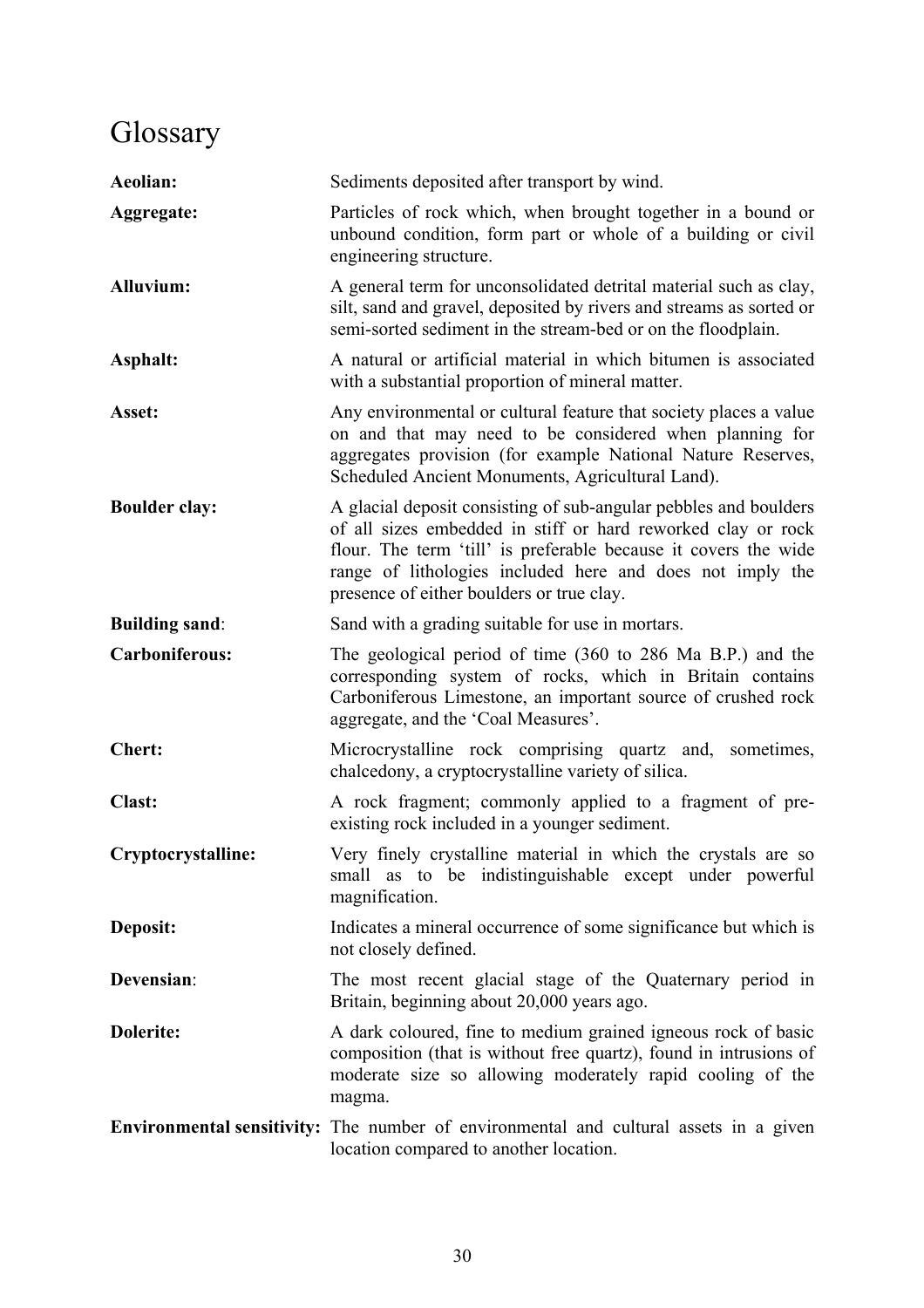# Glossary

**Aeolian:** Sediments deposited after transport by wind.

**Aggregate:** Particles of rock which, when brought together in a bound or unbound condition, form part or whole of a building or civil engineering structure.

**Alluvium:** A general term for unconsolidated detrital material such as clay, silt, sand and gravel, deposited by rivers and streams as sorted or semi-sorted sediment in the stream-bed or on the floodplain.

**Asphalt:** A natural or artificial material in which bitumen is associated with a substantial proportion of mineral matter.

**Asset:** Any environmental or cultural feature that society places a value on and that may need to be considered when planning for aggregates provision (for example National Nature Reserves, Scheduled Ancient Monuments, Agricultural Land).

**Boulder clay:** A glacial deposit consisting of sub-angular pebbles and boulders of all sizes embedded in stiff or hard reworked clay or rock flour. The term 'till' is preferable because it covers the wide range of lithologies included here and does not imply the presence of either boulders or true clay.

**Building sand**: Sand with a grading suitable for use in mortars.

**Carboniferous:** The geological period of time (360 to 286 Ma B.P.) and the corresponding system of rocks, which in Britain contains Carboniferous Limestone, an important source of crushed rock aggregate, and the 'Coal Measures'.

**Chert:** Microcrystalline rock comprising quartz and, sometimes, chalcedony, a cryptocrystalline variety of silica.

**Clast:** A rock fragment; commonly applied to a fragment of pre-existing rock included in a younger sediment.

**Cryptocrystalline:** Very finely crystalline material in which the crystals are so small as to be indistinguishable except under powerful magnification.

**Deposit:** Indicates a mineral occurrence of some significance but which is not closely defined.

**Devensian**: The most recent glacial stage of the Quaternary period in Britain, beginning about 20,000 years ago.

**Dolerite:** A dark coloured, fine to medium grained igneous rock of basic composition (that is without free quartz), found in intrusions of moderate size so allowing moderately rapid cooling of the magma.

**Environmental sensitivity:** The number of environmental and cultural assets in a given location compared to another location.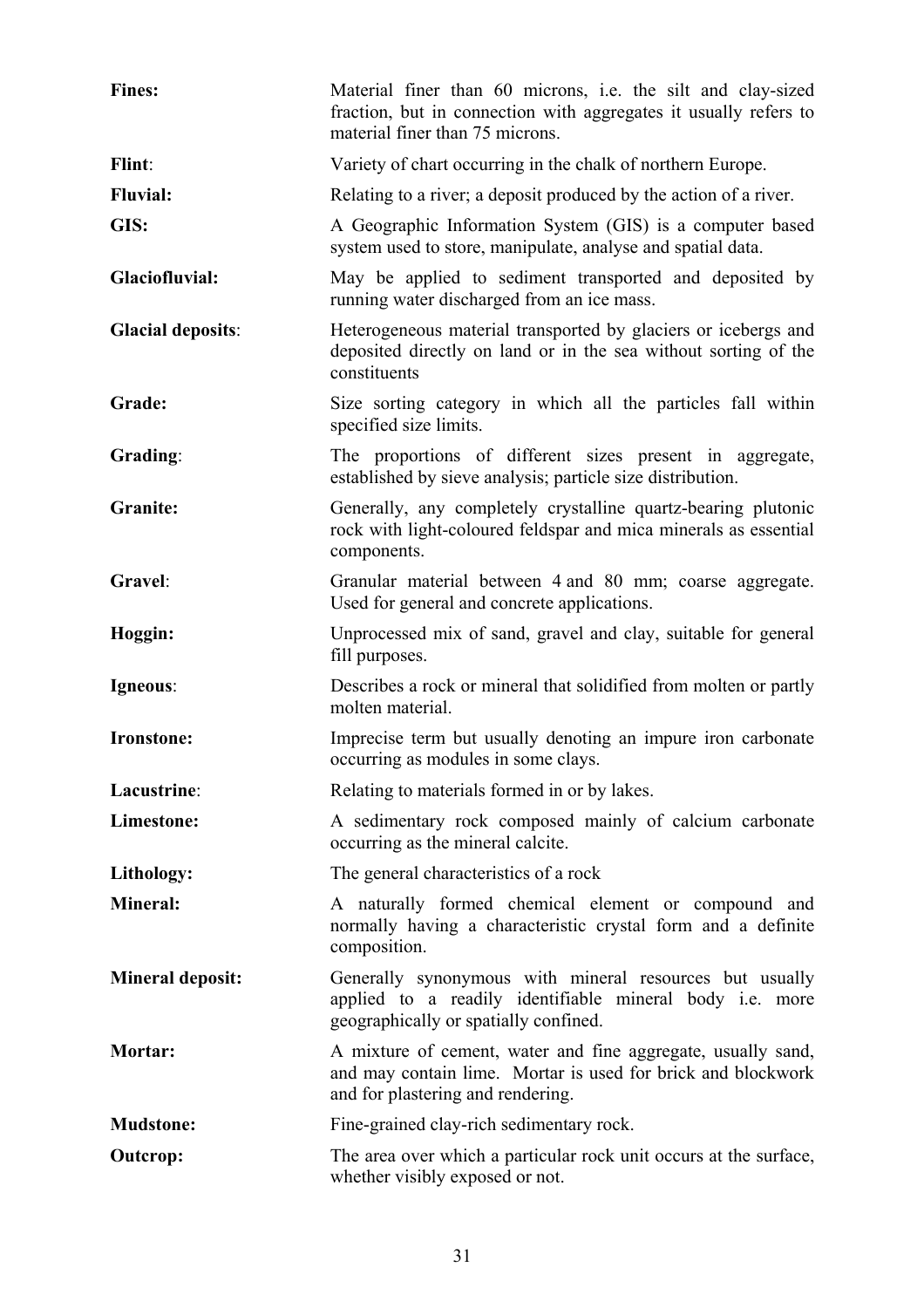**Fines:** Material finer than 60 microns, i.e. the silt and clay-sized fraction, but in connection with aggregates it usually refers to material finer than 75 microns.

**Flint**: Variety of chart occurring in the chalk of northern Europe.

**Fluvial:** Relating to a river; a deposit produced by the action of a river.

**GIS:** A Geographic Information System (GIS) is a computer based system used to store, manipulate, analyse and spatial data.

**Glaciofluvial:** May be applied to sediment transported and deposited by running water discharged from an ice mass.

**Glacial deposits**: Heterogeneous material transported by glaciers or icebergs and deposited directly on land or in the sea without sorting of the constituents

**Grade:** Size sorting category in which all the particles fall within specified size limits.

**Grading**: The proportions of different sizes present in aggregate, established by sieve analysis; particle size distribution.

**Granite:** Generally, any completely crystalline quartz-bearing plutonic rock with light-coloured feldspar and mica minerals as essential components.

**Gravel**: Granular material between 4 and 80 mm; coarse aggregate. Used for general and concrete applications.

**Hoggin:** Unprocessed mix of sand, gravel and clay, suitable for general fill purposes.

**Igneous**: Describes a rock or mineral that solidified from molten or partly molten material.

**Ironstone:** Imprecise term but usually denoting an impure iron carbonate occurring as modules in some clays.

**Lacustrine**: Relating to materials formed in or by lakes.

**Limestone:** A sedimentary rock composed mainly of calcium carbonate occurring as the mineral calcite.

**Lithology:** The general characteristics of a rock

**Mineral:** A naturally formed chemical element or compound and normally having a characteristic crystal form and a definite composition.

**Mineral deposit:** Generally synonymous with mineral resources but usually applied to a readily identifiable mineral body i.e. more geographically or spatially confined.

**Mortar:** A mixture of cement, water and fine aggregate, usually sand, and may contain lime. Mortar is used for brick and blockwork and for plastering and rendering.

**Mudstone:** Fine-grained clay-rich sedimentary rock.

**Outcrop:** The area over which a particular rock unit occurs at the surface, whether visibly exposed or not.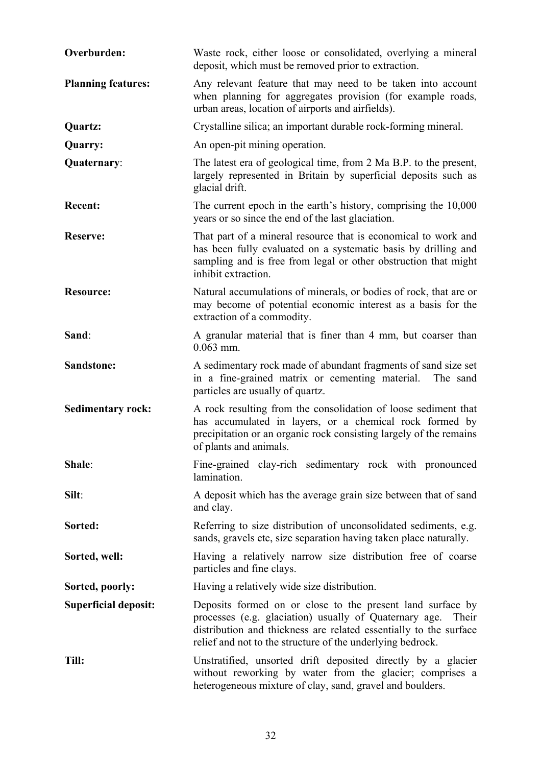**Overburden:** Waste rock, either loose or consolidated, overlying a mineral deposit, which must be removed prior to extraction.

**Planning features:** Any relevant feature that may need to be taken into account when planning for aggregates provision (for example roads, urban areas, location of airports and airfields).

**Quartz:** Crystalline silica; an important durable rock-forming mineral.

**Quarry:** An open-pit mining operation.

**Quaternary**: The latest era of geological time, from 2 Ma B.P. to the present, largely represented in Britain by superficial deposits such as glacial drift.

**Recent:** The current epoch in the earth's history, comprising the 10,000 years or so since the end of the last glaciation.

**Reserve:** That part of a mineral resource that is economical to work and has been fully evaluated on a systematic basis by drilling and sampling and is free from legal or other obstruction that might inhibit extraction.

**Resource:** Natural accumulations of minerals, or bodies of rock, that are or may become of potential economic interest as a basis for the extraction of a commodity.

**Sand**: A granular material that is finer than 4 mm, but coarser than 0.063 mm.

**Sandstone:** A sedimentary rock made of abundant fragments of sand size set in a fine-grained matrix or cementing material. The sand particles are usually of quartz.

**Sedimentary rock:** A rock resulting from the consolidation of loose sediment that has accumulated in layers, or a chemical rock formed by precipitation or an organic rock consisting largely of the remains of plants and animals.

**Shale**: Fine-grained clay-rich sedimentary rock with pronounced lamination.

**Silt**: A deposit which has the average grain size between that of sand and clay.

**Sorted:** Referring to size distribution of unconsolidated sediments, e.g. sands, gravels etc, size separation having taken place naturally.

**Sorted, well:** Having a relatively narrow size distribution free of coarse particles and fine clays.

**Sorted, poorly:** Having a relatively wide size distribution.

**Superficial deposit:** Deposits formed on or close to the present land surface by processes (e.g. glaciation) usually of Quaternary age. Their distribution and thickness are related essentially to the surface relief and not to the structure of the underlying bedrock.

**Till:** Unstratified, unsorted drift deposited directly by a glacier without reworking by water from the glacier; comprises a heterogeneous mixture of clay, sand, gravel and boulders.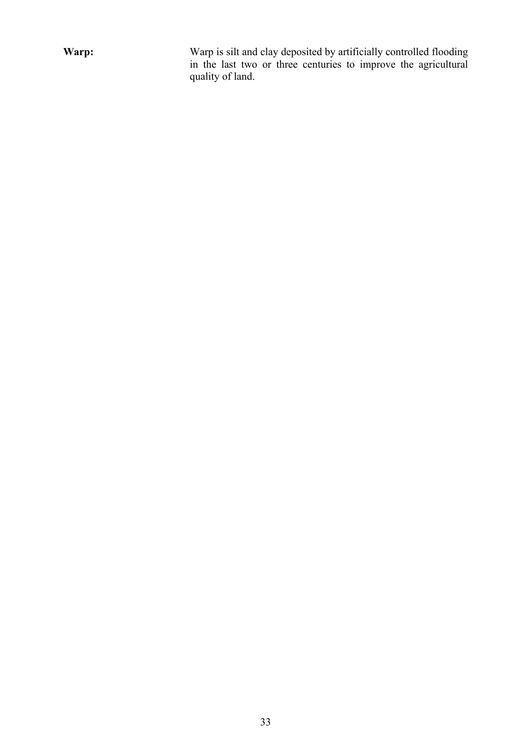**Warp:** Warp is silt and clay deposited by artificially controlled flooding in the last two or three centuries to improve the agricultural quality of land.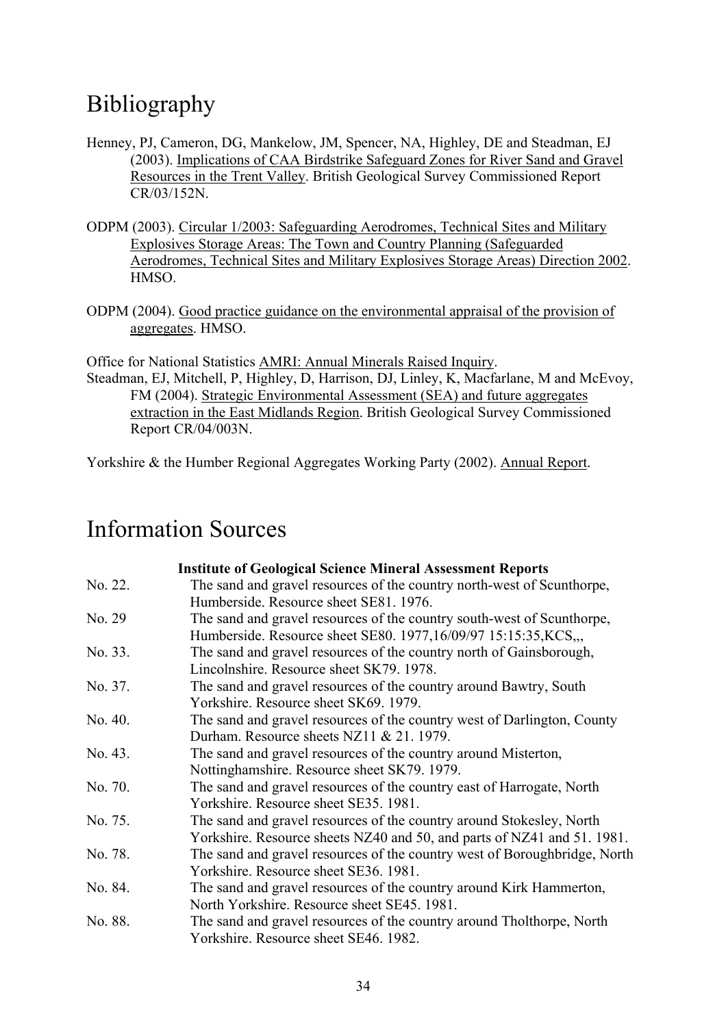# Bibliography

Henney, PJ, Cameron, DG, Mankelow, JM, Spencer, NA, Highley, DE and Steadman, EJ (2003). Implications of CAA Birdstrike Safeguard Zones for River Sand and Gravel Resources in the Trent Valley. British Geological Survey Commissioned Report CR/03/152N.

ODPM (2003). Circular 1/2003: Safeguarding Aerodromes, Technical Sites and Military Explosives Storage Areas: The Town and Country Planning (Safeguarded Aerodromes, Technical Sites and Military Explosives Storage Areas) Direction 2002. HMSO.

ODPM (2004). Good practice guidance on the environmental appraisal of the provision of aggregates. HMSO.

Office for National Statistics AMRI: Annual Minerals Raised Inquiry.

Steadman, EJ, Mitchell, P, Highley, D, Harrison, DJ, Linley, K, Macfarlane, M and McEvoy, FM (2004). Strategic Environmental Assessment (SEA) and future aggregates extraction in the East Midlands Region. British Geological Survey Commissioned Report CR/04/003N.

Yorkshire & the Humber Regional Aggregates Working Party (2002). Annual Report.

# Information Sources

**Institute of Geological Science Mineral Assessment Reports**

| | |
|---|---|
| No. 22. | The sand and gravel resources of the country north-west of Scunthorpe, Humberside. Resource sheet SE81. 1976. |
| No. 29 | The sand and gravel resources of the country south-west of Scunthorpe, Humberside. Resource sheet SE80. 1977,16/09/97 15:15:35,KCS,,, |
| No. 33. | The sand and gravel resources of the country north of Gainsborough, Lincolnshire. Resource sheet SK79. 1978. |
| No. 37. | The sand and gravel resources of the country around Bawtry, South Yorkshire. Resource sheet SK69. 1979. |
| No. 40. | The sand and gravel resources of the country west of Darlington, County Durham. Resource sheets NZ11 & 21. 1979. |
| No. 43. | The sand and gravel resources of the country around Misterton, Nottinghamshire. Resource sheet SK79. 1979. |
| No. 70. | The sand and gravel resources of the country east of Harrogate, North Yorkshire. Resource sheet SE35. 1981. |
| No. 75. | The sand and gravel resources of the country around Stokesley, North Yorkshire. Resource sheets NZ40 and 50, and parts of NZ41 and 51. 1981. |
| No. 78. | The sand and gravel resources of the country west of Boroughbridge, North Yorkshire. Resource sheet SE36. 1981. |
| No. 84. | The sand and gravel resources of the country around Kirk Hammerton, North Yorkshire. Resource sheet SE45. 1981. |
| No. 88. | The sand and gravel resources of the country around Tholthorpe, North Yorkshire. Resource sheet SE46. 1982. |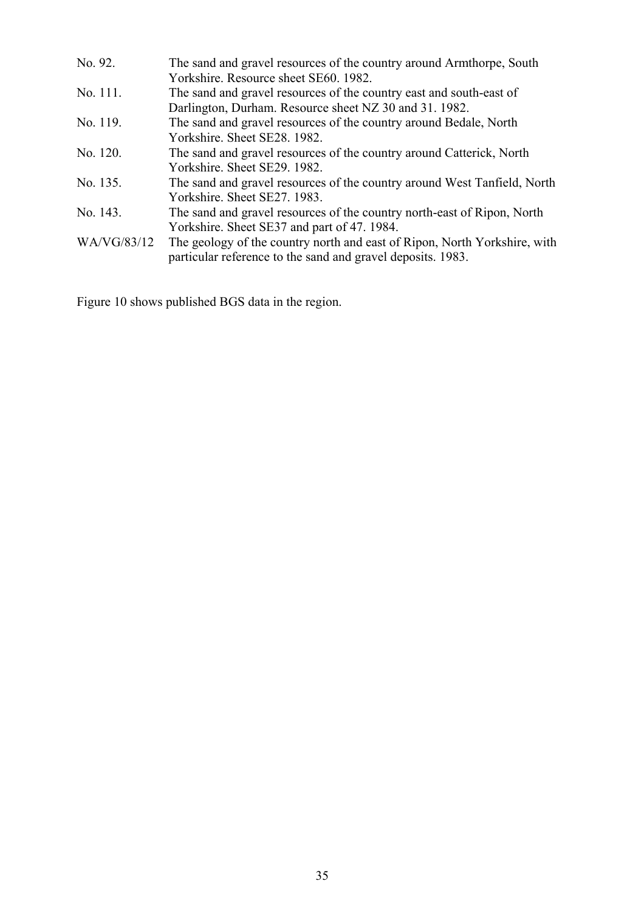| | |
|---|---|
| No. 92. | The sand and gravel resources of the country around Armthorpe, South Yorkshire. Resource sheet SE60. 1982. |
| No. 111. | The sand and gravel resources of the country east and south-east of Darlington, Durham. Resource sheet NZ 30 and 31. 1982. |
| No. 119. | The sand and gravel resources of the country around Bedale, North Yorkshire. Sheet SE28. 1982. |
| No. 120. | The sand and gravel resources of the country around Catterick, North Yorkshire. Sheet SE29. 1982. |
| No. 135. | The sand and gravel resources of the country around West Tanfield, North Yorkshire. Sheet SE27. 1983. |
| No. 143. | The sand and gravel resources of the country north-east of Ripon, North Yorkshire. Sheet SE37 and part of 47. 1984. |
| WA/VG/83/12 | The geology of the country north and east of Ripon, North Yorkshire, with particular reference to the sand and gravel deposits. 1983. |

Figure 10 shows published BGS data in the region.